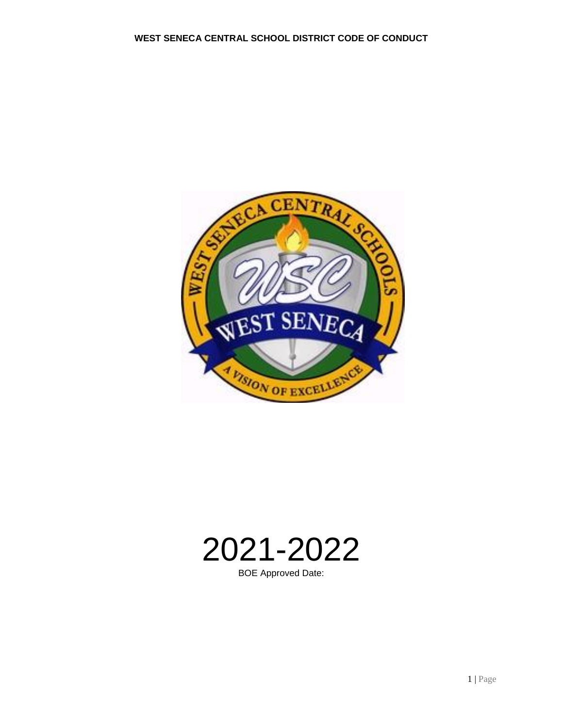# WEST SENECA CENTRAL SCHOOL DISTRICT CODE OF CONDUCT

2021-2022

BOE Approved Date: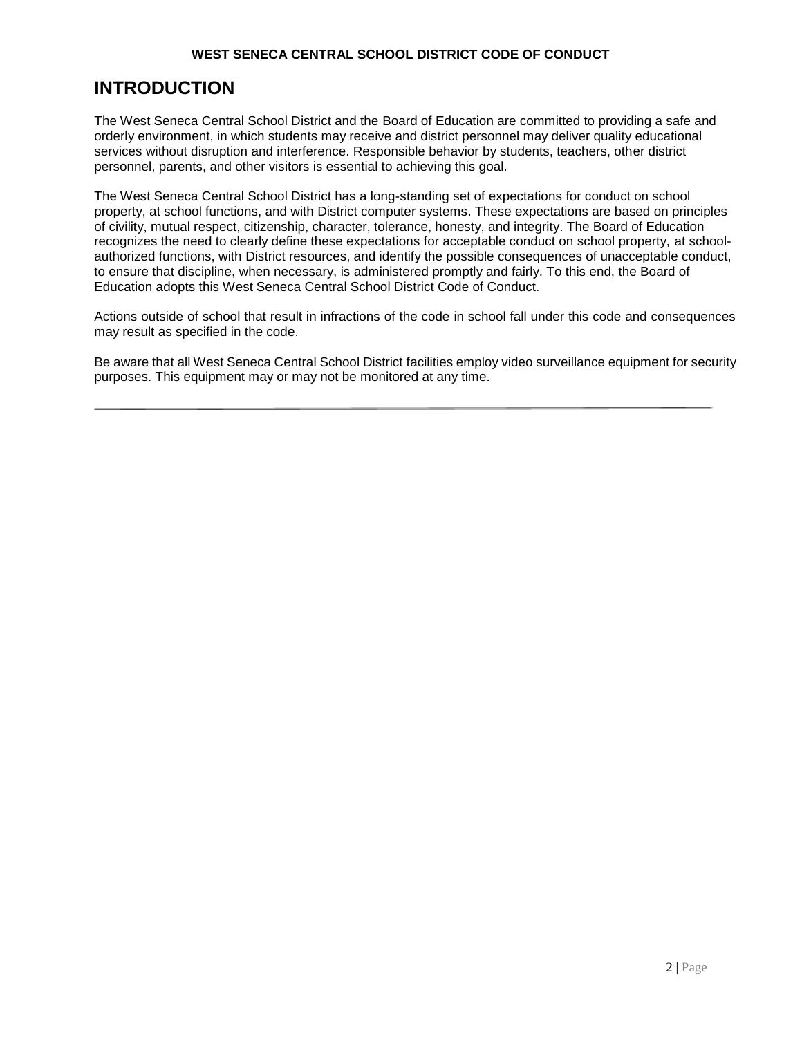# INTRODUCTION

The West Seneca Central School District and the Board of Education are committed to providing a safe and orderly environment, in which students may receive and district personnel may deliver quality educational services without disruption and interference. Responsible behavior by students, teachers, other district personnel, parents, and other visitors is essential to achieving this goal.

The West Seneca Central School District has a long-standing set of expectations for conduct on school property, at school functions, and with District computer systems. These expectations are based on principles of civility, mutual respect, citizenship, character, tolerance, honesty, and integrity. The Board of Education recognizes the need to clearly define these expectations for acceptable conduct on school property, at school-authorized functions, with District resources, and identify the possible consequences of unacceptable conduct, to ensure that discipline, when necessary, is administered promptly and fairly. To this end, the Board of Education adopts this West Seneca Central School District Code of Conduct.

Actions outside of school that result in infractions of the code in school fall under this code and consequences may result as specified in the code.

Be aware that all West Seneca Central School District facilities employ video surveillance equipment for security purposes. This equipment may or may not be monitored at any time.

---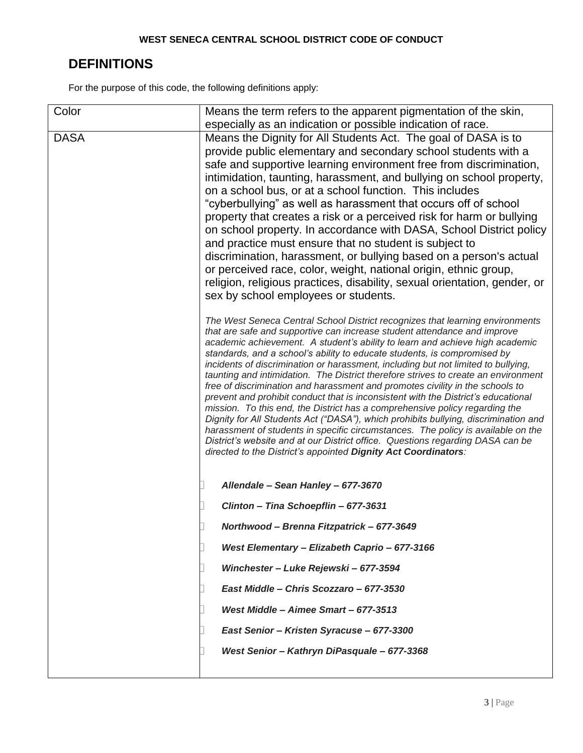## DEFINITIONS

For the purpose of this code, the following definitions apply:

| Color | Means the term refers to the apparent pigmentation of the skin, especially as an indication or possible indication of race. |
|---|---|
| DASA | Means the Dignity for All Students Act. The goal of DASA is to provide public elementary and secondary school students with a safe and supportive learning environment free from discrimination, intimidation, taunting, harassment, and bullying on school property, on a school bus, or at a school function. This includes "cyberbullying" as well as harassment that occurs off of school property that creates a risk or a perceived risk for harm or bullying on school property. In accordance with DASA, School District policy and practice must ensure that no student is subject to discrimination, harassment, or bullying based on a person's actual or perceived race, color, weight, national origin, ethnic group, religion, religious practices, disability, sexual orientation, gender, or sex by school employees or students.<br><br>*The West Seneca Central School District recognizes that learning environments that are safe and supportive can increase student attendance and improve academic achievement. A student's ability to learn and achieve high academic standards, and a school's ability to educate students, is compromised by incidents of discrimination or harassment, including but not limited to bullying, taunting and intimidation. The District therefore strives to create an environment free of discrimination and harassment and promotes civility in the schools to prevent and prohibit conduct that is inconsistent with the District's educational mission. To this end, the District has a comprehensive policy regarding the Dignity for All Students Act ("DASA"), which prohibits bullying, discrimination and harassment of students in specific circumstances. The policy is available on the District's website and at our District office. Questions regarding DASA can be directed to the District's appointed **Dignity Act Coordinators**:*<br><br>- ***Allendale – Sean Hanley – 677-3670***<br>- ***Clinton – Tina Schoepflin – 677-3631***<br>- ***Northwood – Brenna Fitzpatrick – 677-3649***<br>- ***West Elementary – Elizabeth Caprio – 677-3166***<br>- ***Winchester – Luke Rejewski – 677-3594***<br>- ***East Middle – Chris Scozzaro – 677-3530***<br>- ***West Middle – Aimee Smart – 677-3513***<br>- ***East Senior – Kristen Syracuse – 677-3300***<br>- ***West Senior – Kathryn DiPasquale – 677-3368*** |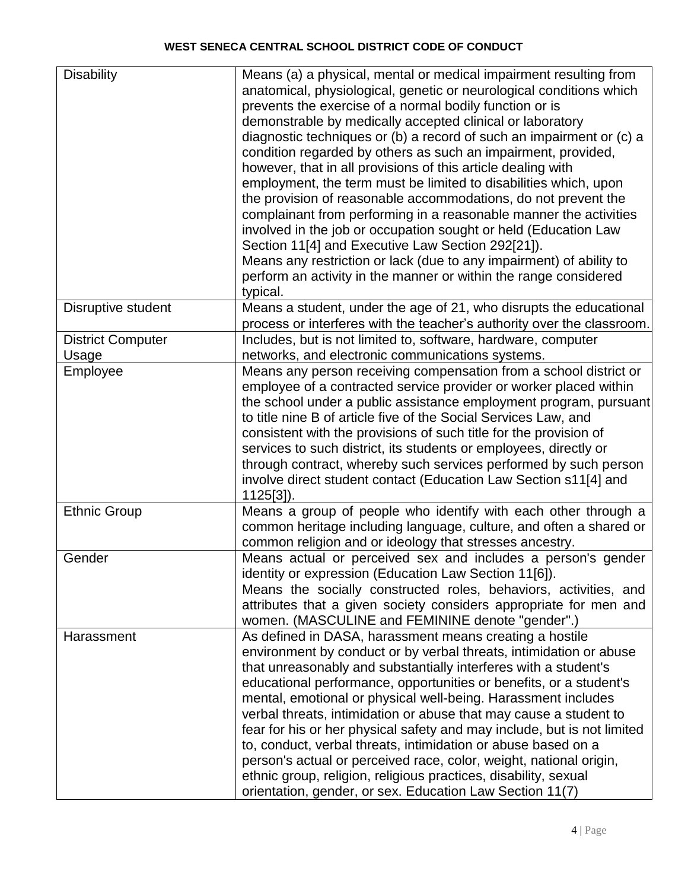| Disability | Means (a) a physical, mental or medical impairment resulting from anatomical, physiological, genetic or neurological conditions which prevents the exercise of a normal bodily function or is demonstrable by medically accepted clinical or laboratory diagnostic techniques or (b) a record of such an impairment or (c) a condition regarded by others as such an impairment, provided, however, that in all provisions of this article dealing with employment, the term must be limited to disabilities which, upon the provision of reasonable accommodations, do not prevent the complainant from performing in a reasonable manner the activities involved in the job or occupation sought or held (Education Law Section 11[4] and Executive Law Section 292[21]).<br>Means any restriction or lack (due to any impairment) of ability to perform an activity in the manner or within the range considered typical. |
|---|---|
| Disruptive student | Means a student, under the age of 21, who disrupts the educational process or interferes with the teacher's authority over the classroom. |
| District Computer Usage | Includes, but is not limited to, software, hardware, computer networks, and electronic communications systems. |
| Employee | Means any person receiving compensation from a school district or employee of a contracted service provider or worker placed within the school under a public assistance employment program, pursuant to title nine B of article five of the Social Services Law, and consistent with the provisions of such title for the provision of services to such district, its students or employees, directly or through contract, whereby such services performed by such person involve direct student contact (Education Law Section s11[4] and 1125[3]). |
| Ethnic Group | Means a group of people who identify with each other through a common heritage including language, culture, and often a shared or common religion and or ideology that stresses ancestry. |
| Gender | Means actual or perceived sex and includes a person's gender identity or expression (Education Law Section 11[6]).<br>Means the socially constructed roles, behaviors, activities, and attributes that a given society considers appropriate for men and women. (MASCULINE and FEMININE denote "gender".) |
| Harassment | As defined in DASA, harassment means creating a hostile environment by conduct or by verbal threats, intimidation or abuse that unreasonably and substantially interferes with a student's educational performance, opportunities or benefits, or a student's mental, emotional or physical well-being. Harassment includes verbal threats, intimidation or abuse that may cause a student to fear for his or her physical safety and may include, but is not limited to, conduct, verbal threats, intimidation or abuse based on a person's actual or perceived race, color, weight, national origin, ethnic group, religion, religious practices, disability, sexual orientation, gender, or sex. Education Law Section 11(7) |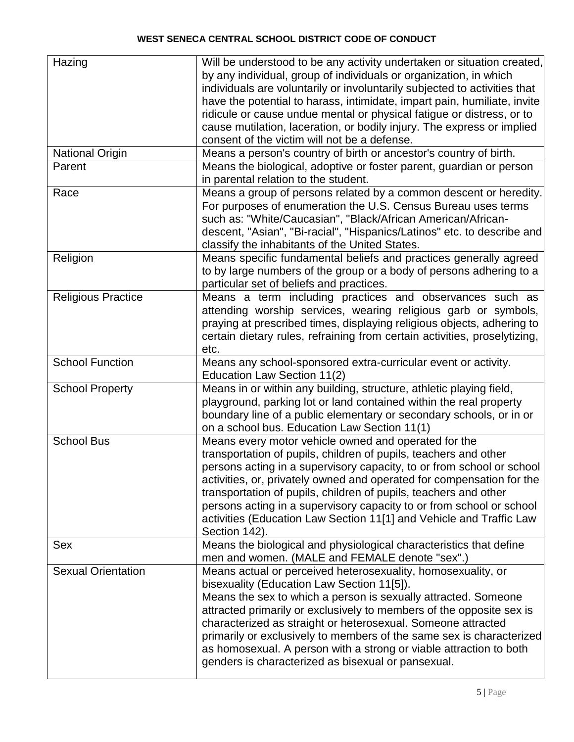| Hazing | Will be understood to be any activity undertaken or situation created, by any individual, group of individuals or organization, in which individuals are voluntarily or involuntarily subjected to activities that have the potential to harass, intimidate, impart pain, humiliate, invite ridicule or cause undue mental or physical fatigue or distress, or to cause mutilation, laceration, or bodily injury. The express or implied consent of the victim will not be a defense. |
|---|---|
| National Origin | Means a person's country of birth or ancestor's country of birth. |
| Parent | Means the biological, adoptive or foster parent, guardian or person in parental relation to the student. |
| Race | Means a group of persons related by a common descent or heredity. For purposes of enumeration the U.S. Census Bureau uses terms such as: "White/Caucasian", "Black/African American/African-descent, "Asian", "Bi-racial", "Hispanics/Latinos" etc. to describe and classify the inhabitants of the United States. |
| Religion | Means specific fundamental beliefs and practices generally agreed to by large numbers of the group or a body of persons adhering to a particular set of beliefs and practices. |
| Religious Practice | Means a term including practices and observances such as attending worship services, wearing religious garb or symbols, praying at prescribed times, displaying religious objects, adhering to certain dietary rules, refraining from certain activities, proselytizing, etc. |
| School Function | Means any school-sponsored extra-curricular event or activity. Education Law Section 11(2) |
| School Property | Means in or within any building, structure, athletic playing field, playground, parking lot or land contained within the real property boundary line of a public elementary or secondary schools, or in or on a school bus. Education Law Section 11(1) |
| School Bus | Means every motor vehicle owned and operated for the transportation of pupils, children of pupils, teachers and other persons acting in a supervisory capacity, to or from school or school activities, or, privately owned and operated for compensation for the transportation of pupils, children of pupils, teachers and other persons acting in a supervisory capacity to or from school or school activities (Education Law Section 11[1] and Vehicle and Traffic Law Section 142). |
| Sex | Means the biological and physiological characteristics that define men and women. (MALE and FEMALE denote "sex".) |
| Sexual Orientation | Means actual or perceived heterosexuality, homosexuality, or bisexuality (Education Law Section 11[5]). Means the sex to which a person is sexually attracted. Someone attracted primarily or exclusively to members of the opposite sex is characterized as straight or heterosexual. Someone attracted primarily or exclusively to members of the same sex is characterized as homosexual. A person with a strong or viable attraction to both genders is characterized as bisexual or pansexual. |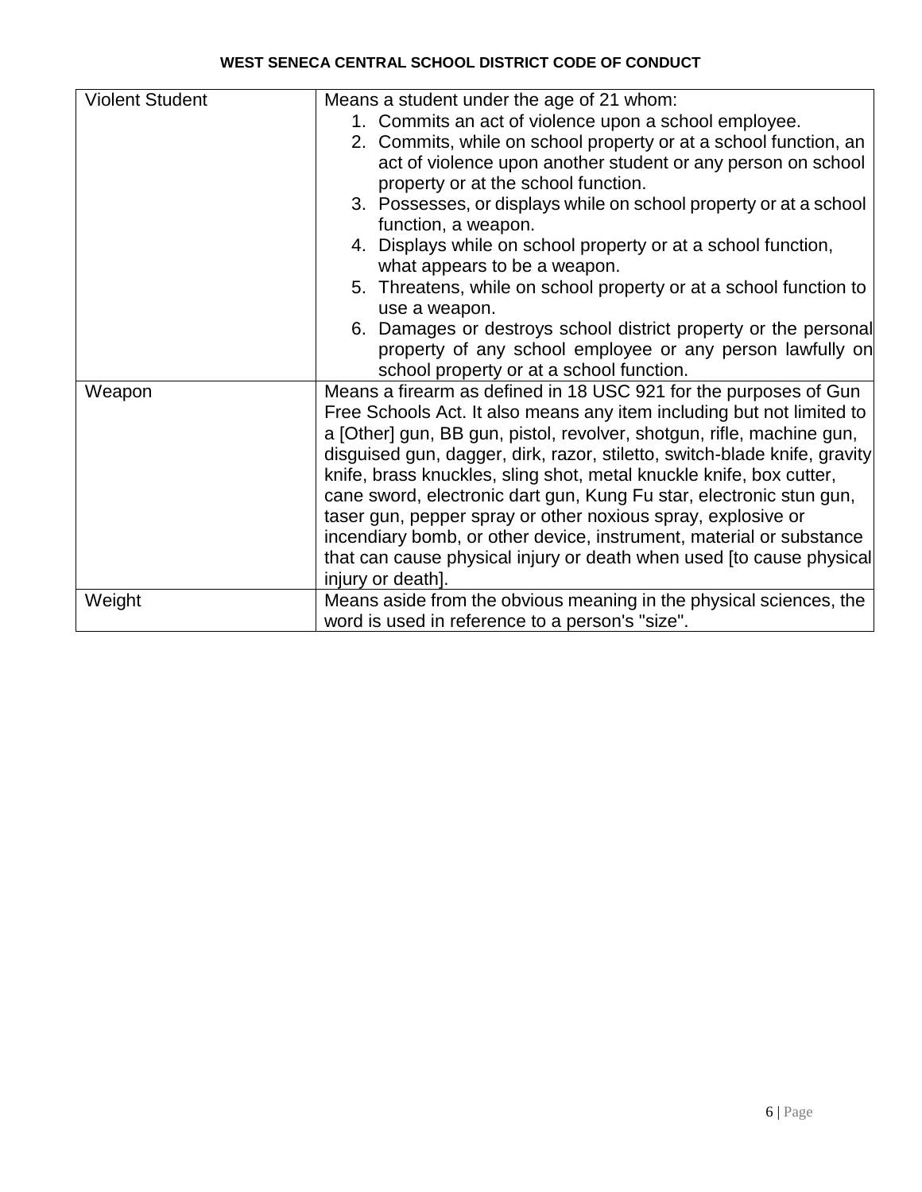| Violent Student | Means a student under the age of 21 whom:<br>1. Commits an act of violence upon a school employee.<br>2. Commits, while on school property or at a school function, an act of violence upon another student or any person on school property or at the school function.<br>3. Possesses, or displays while on school property or at a school function, a weapon.<br>4. Displays while on school property or at a school function, what appears to be a weapon.<br>5. Threatens, while on school property or at a school function to use a weapon.<br>6. Damages or destroys school district property or the personal property of any school employee or any person lawfully on school property or at a school function. |
|---|---|
| Weapon | Means a firearm as defined in 18 USC 921 for the purposes of Gun Free Schools Act. It also means any item including but not limited to a [Other] gun, BB gun, pistol, revolver, shotgun, rifle, machine gun, disguised gun, dagger, dirk, razor, stiletto, switch-blade knife, gravity knife, brass knuckles, sling shot, metal knuckle knife, box cutter, cane sword, electronic dart gun, Kung Fu star, electronic stun gun, taser gun, pepper spray or other noxious spray, explosive or incendiary bomb, or other device, instrument, material or substance that can cause physical injury or death when used [to cause physical injury or death]. |
| Weight | Means aside from the obvious meaning in the physical sciences, the word is used in reference to a person's "size". |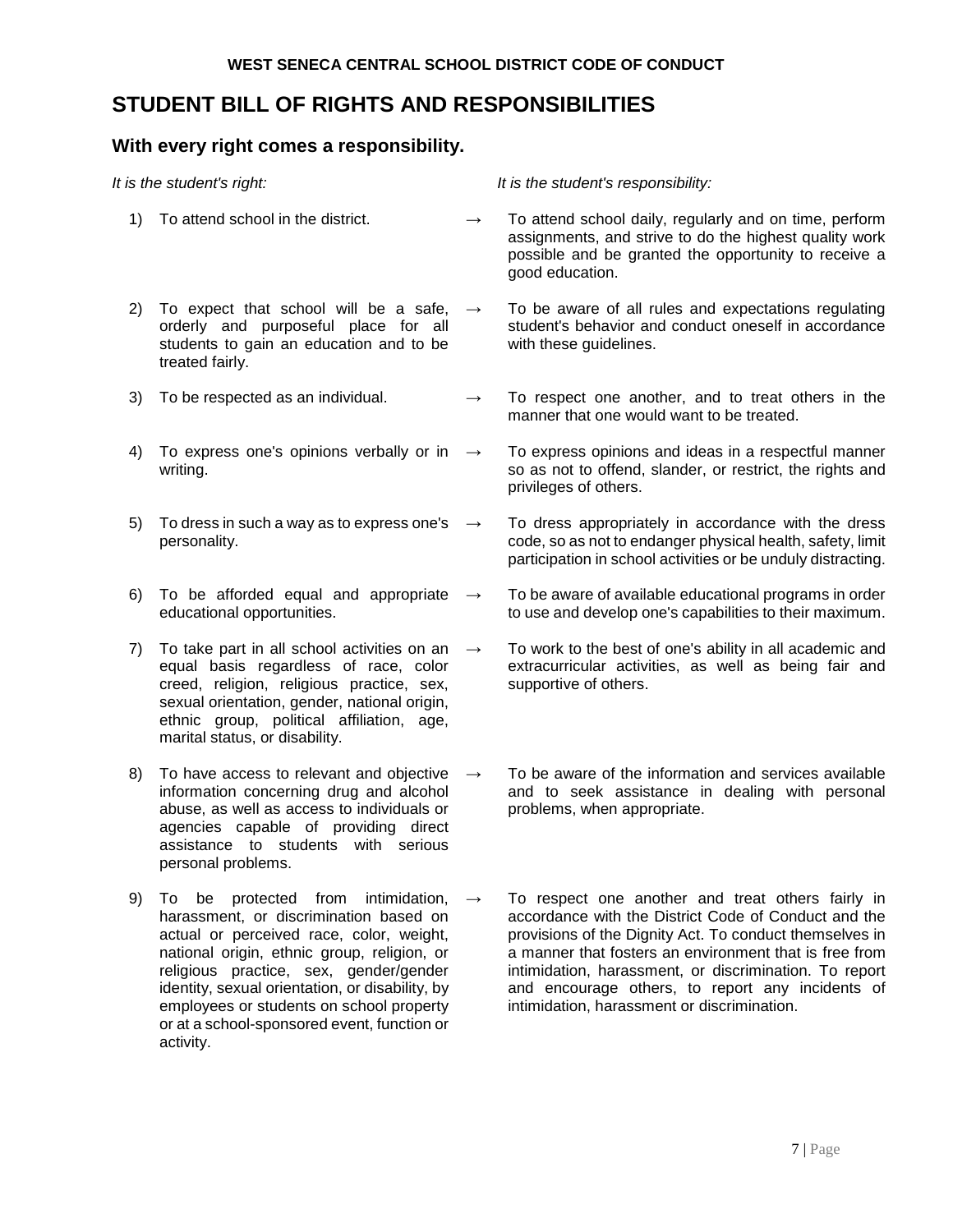## STUDENT BILL OF RIGHTS AND RESPONSIBILITIES

### With every right comes a responsibility.

| *It is the student's right:* | | *It is the student's responsibility:* |
|---|---|---|
| 1) To attend school in the district. | → | To attend school daily, regularly and on time, perform assignments, and strive to do the highest quality work possible and be granted the opportunity to receive a good education. |
| 2) To expect that school will be a safe, orderly and purposeful place for all students to gain an education and to be treated fairly. | → | To be aware of all rules and expectations regulating student's behavior and conduct oneself in accordance with these guidelines. |
| 3) To be respected as an individual. | → | To respect one another, and to treat others in the manner that one would want to be treated. |
| 4) To express one's opinions verbally or in writing. | → | To express opinions and ideas in a respectful manner so as not to offend, slander, or restrict, the rights and privileges of others. |
| 5) To dress in such a way as to express one's personality. | → | To dress appropriately in accordance with the dress code, so as not to endanger physical health, safety, limit participation in school activities or be unduly distracting. |
| 6) To be afforded equal and appropriate educational opportunities. | → | To be aware of available educational programs in order to use and develop one's capabilities to their maximum. |
| 7) To take part in all school activities on an equal basis regardless of race, color creed, religion, religious practice, sex, sexual orientation, gender, national origin, ethnic group, political affiliation, age, marital status, or disability. | → | To work to the best of one's ability in all academic and extracurricular activities, as well as being fair and supportive of others. |
| 8) To have access to relevant and objective information concerning drug and alcohol abuse, as well as access to individuals or agencies capable of providing direct assistance to students with serious personal problems. | → | To be aware of the information and services available and to seek assistance in dealing with personal problems, when appropriate. |
| 9) To be protected from intimidation, harassment, or discrimination based on actual or perceived race, color, weight, national origin, ethnic group, religion, or religious practice, sex, gender/gender identity, sexual orientation, or disability, by employees or students on school property or at a school-sponsored event, function or activity. | → | To respect one another and treat others fairly in accordance with the District Code of Conduct and the provisions of the Dignity Act. To conduct themselves in a manner that fosters an environment that is free from intimidation, harassment, or discrimination. To report and encourage others, to report any incidents of intimidation, harassment or discrimination. |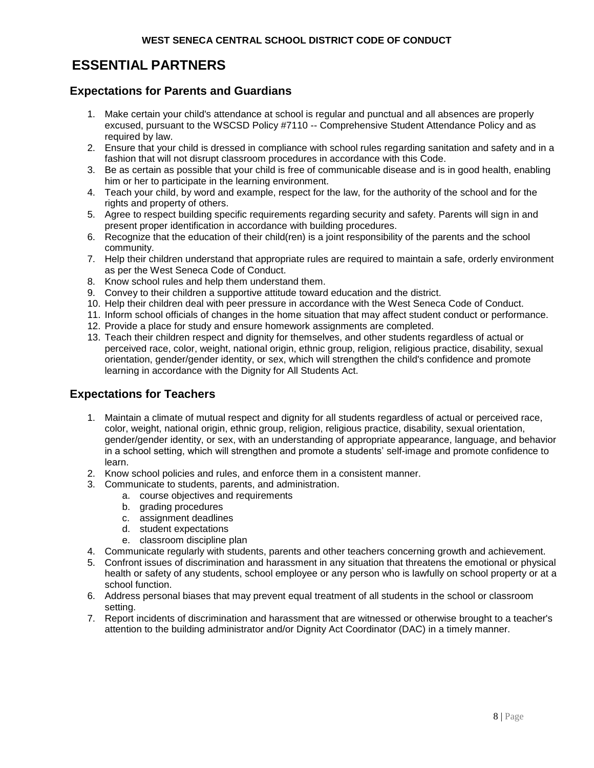# ESSENTIAL PARTNERS

## Expectations for Parents and Guardians

1. Make certain your child's attendance at school is regular and punctual and all absences are properly excused, pursuant to the WSCSD Policy #7110 -- Comprehensive Student Attendance Policy and as required by law.
2. Ensure that your child is dressed in compliance with school rules regarding sanitation and safety and in a fashion that will not disrupt classroom procedures in accordance with this Code.
3. Be as certain as possible that your child is free of communicable disease and is in good health, enabling him or her to participate in the learning environment.
4. Teach your child, by word and example, respect for the law, for the authority of the school and for the rights and property of others.
5. Agree to respect building specific requirements regarding security and safety. Parents will sign in and present proper identification in accordance with building procedures.
6. Recognize that the education of their child(ren) is a joint responsibility of the parents and the school community.
7. Help their children understand that appropriate rules are required to maintain a safe, orderly environment as per the West Seneca Code of Conduct.
8. Know school rules and help them understand them.
9. Convey to their children a supportive attitude toward education and the district.
10. Help their children deal with peer pressure in accordance with the West Seneca Code of Conduct.
11. Inform school officials of changes in the home situation that may affect student conduct or performance.
12. Provide a place for study and ensure homework assignments are completed.
13. Teach their children respect and dignity for themselves, and other students regardless of actual or perceived race, color, weight, national origin, ethnic group, religion, religious practice, disability, sexual orientation, gender/gender identity, or sex, which will strengthen the child's confidence and promote learning in accordance with the Dignity for All Students Act.

## Expectations for Teachers

1. Maintain a climate of mutual respect and dignity for all students regardless of actual or perceived race, color, weight, national origin, ethnic group, religion, religious practice, disability, sexual orientation, gender/gender identity, or sex, with an understanding of appropriate appearance, language, and behavior in a school setting, which will strengthen and promote a students' self-image and promote confidence to learn.
2. Know school policies and rules, and enforce them in a consistent manner.
3. Communicate to students, parents, and administration.
   a. course objectives and requirements
   b. grading procedures
   c. assignment deadlines
   d. student expectations
   e. classroom discipline plan
4. Communicate regularly with students, parents and other teachers concerning growth and achievement.
5. Confront issues of discrimination and harassment in any situation that threatens the emotional or physical health or safety of any students, school employee or any person who is lawfully on school property or at a school function.
6. Address personal biases that may prevent equal treatment of all students in the school or classroom setting.
7. Report incidents of discrimination and harassment that are witnessed or otherwise brought to a teacher's attention to the building administrator and/or Dignity Act Coordinator (DAC) in a timely manner.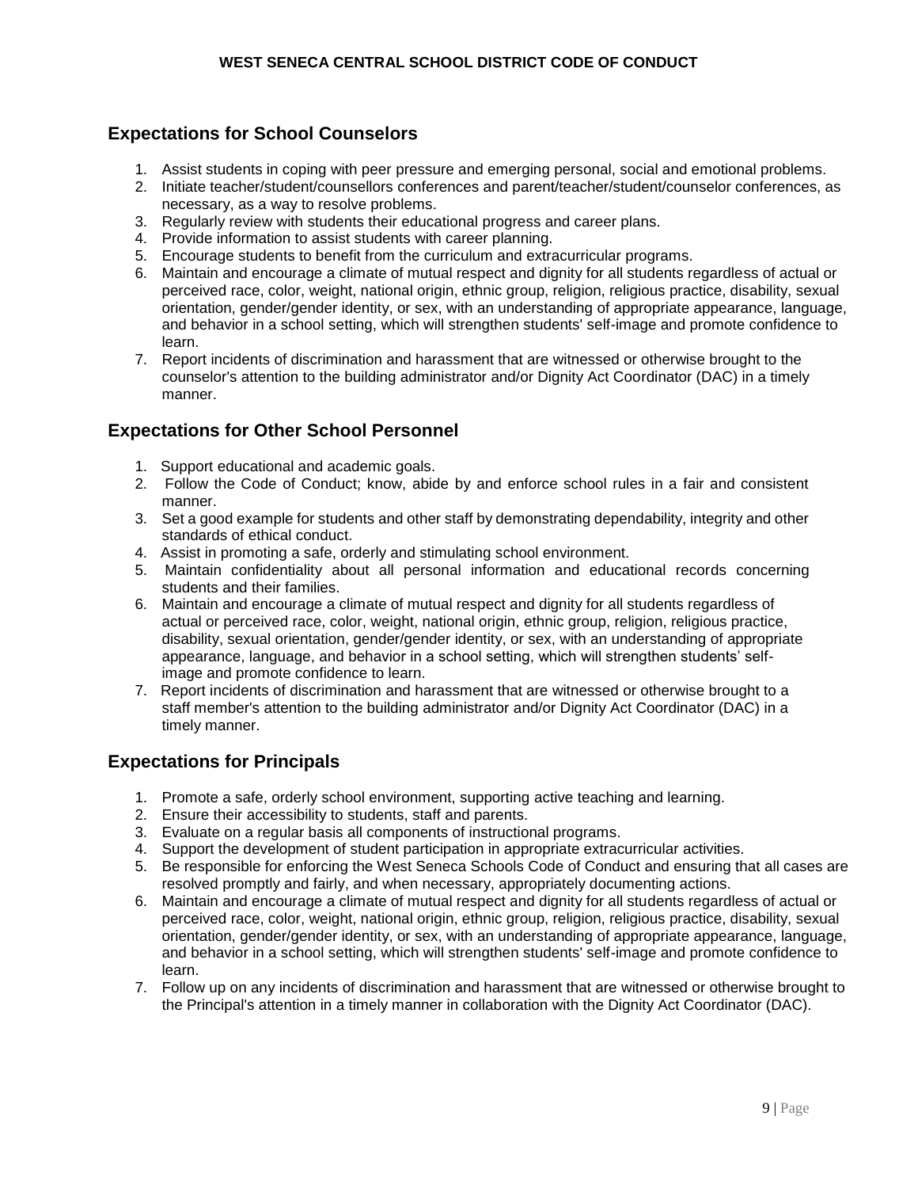## Expectations for School Counselors

1. Assist students in coping with peer pressure and emerging personal, social and emotional problems.
2. Initiate teacher/student/counsellors conferences and parent/teacher/student/counselor conferences, as necessary, as a way to resolve problems.
3. Regularly review with students their educational progress and career plans.
4. Provide information to assist students with career planning.
5. Encourage students to benefit from the curriculum and extracurricular programs.
6. Maintain and encourage a climate of mutual respect and dignity for all students regardless of actual or perceived race, color, weight, national origin, ethnic group, religion, religious practice, disability, sexual orientation, gender/gender identity, or sex, with an understanding of appropriate appearance, language, and behavior in a school setting, which will strengthen students' self-image and promote confidence to learn.
7. Report incidents of discrimination and harassment that are witnessed or otherwise brought to the counselor's attention to the building administrator and/or Dignity Act Coordinator (DAC) in a timely manner.

## Expectations for Other School Personnel

1. Support educational and academic goals.
2. Follow the Code of Conduct; know, abide by and enforce school rules in a fair and consistent manner.
3. Set a good example for students and other staff by demonstrating dependability, integrity and other standards of ethical conduct.
4. Assist in promoting a safe, orderly and stimulating school environment.
5. Maintain confidentiality about all personal information and educational records concerning students and their families.
6. Maintain and encourage a climate of mutual respect and dignity for all students regardless of actual or perceived race, color, weight, national origin, ethnic group, religion, religious practice, disability, sexual orientation, gender/gender identity, or sex, with an understanding of appropriate appearance, language, and behavior in a school setting, which will strengthen students' self-image and promote confidence to learn.
7. Report incidents of discrimination and harassment that are witnessed or otherwise brought to a staff member's attention to the building administrator and/or Dignity Act Coordinator (DAC) in a timely manner.

## Expectations for Principals

1. Promote a safe, orderly school environment, supporting active teaching and learning.
2. Ensure their accessibility to students, staff and parents.
3. Evaluate on a regular basis all components of instructional programs.
4. Support the development of student participation in appropriate extracurricular activities.
5. Be responsible for enforcing the West Seneca Schools Code of Conduct and ensuring that all cases are resolved promptly and fairly, and when necessary, appropriately documenting actions.
6. Maintain and encourage a climate of mutual respect and dignity for all students regardless of actual or perceived race, color, weight, national origin, ethnic group, religion, religious practice, disability, sexual orientation, gender/gender identity, or sex, with an understanding of appropriate appearance, language, and behavior in a school setting, which will strengthen students' self-image and promote confidence to learn.
7. Follow up on any incidents of discrimination and harassment that are witnessed or otherwise brought to the Principal's attention in a timely manner in collaboration with the Dignity Act Coordinator (DAC).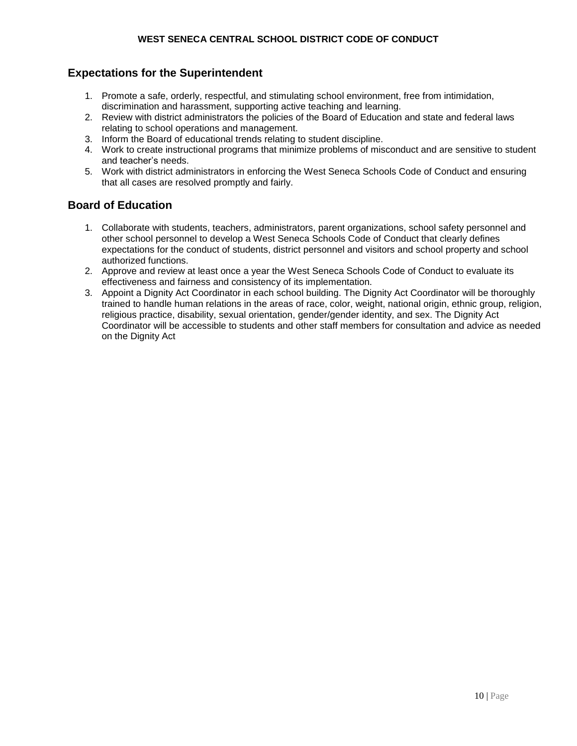## Expectations for the Superintendent

1. Promote a safe, orderly, respectful, and stimulating school environment, free from intimidation, discrimination and harassment, supporting active teaching and learning.
2. Review with district administrators the policies of the Board of Education and state and federal laws relating to school operations and management.
3. Inform the Board of educational trends relating to student discipline.
4. Work to create instructional programs that minimize problems of misconduct and are sensitive to student and teacher's needs.
5. Work with district administrators in enforcing the West Seneca Schools Code of Conduct and ensuring that all cases are resolved promptly and fairly.

## Board of Education

1. Collaborate with students, teachers, administrators, parent organizations, school safety personnel and other school personnel to develop a West Seneca Schools Code of Conduct that clearly defines expectations for the conduct of students, district personnel and visitors and school property and school authorized functions.
2. Approve and review at least once a year the West Seneca Schools Code of Conduct to evaluate its effectiveness and fairness and consistency of its implementation.
3. Appoint a Dignity Act Coordinator in each school building. The Dignity Act Coordinator will be thoroughly trained to handle human relations in the areas of race, color, weight, national origin, ethnic group, religion, religious practice, disability, sexual orientation, gender/gender identity, and sex. The Dignity Act Coordinator will be accessible to students and other staff members for consultation and advice as needed on the Dignity Act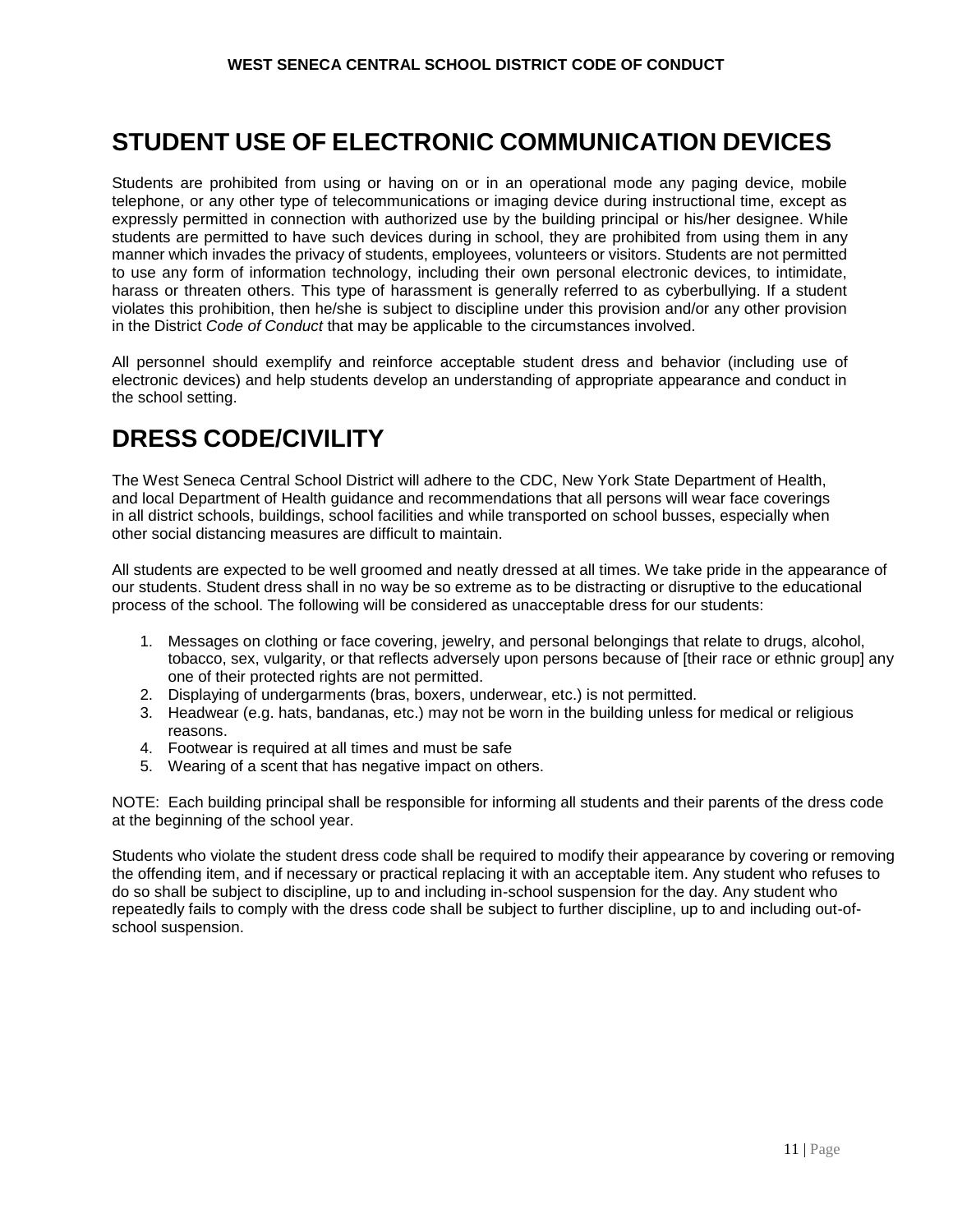# STUDENT USE OF ELECTRONIC COMMUNICATION DEVICES

Students are prohibited from using or having on or in an operational mode any paging device, mobile telephone, or any other type of telecommunications or imaging device during instructional time, except as expressly permitted in connection with authorized use by the building principal or his/her designee. While students are permitted to have such devices during in school, they are prohibited from using them in any manner which invades the privacy of students, employees, volunteers or visitors. Students are not permitted to use any form of information technology, including their own personal electronic devices, to intimidate, harass or threaten others. This type of harassment is generally referred to as cyberbullying. If a student violates this prohibition, then he/she is subject to discipline under this provision and/or any other provision in the District *Code of Conduct* that may be applicable to the circumstances involved.

All personnel should exemplify and reinforce acceptable student dress and behavior (including use of electronic devices) and help students develop an understanding of appropriate appearance and conduct in the school setting.

# DRESS CODE/CIVILITY

The West Seneca Central School District will adhere to the CDC, New York State Department of Health, and local Department of Health guidance and recommendations that all persons will wear face coverings in all district schools, buildings, school facilities and while transported on school busses, especially when other social distancing measures are difficult to maintain.

All students are expected to be well groomed and neatly dressed at all times. We take pride in the appearance of our students. Student dress shall in no way be so extreme as to be distracting or disruptive to the educational process of the school. The following will be considered as unacceptable dress for our students:

1. Messages on clothing or face covering, jewelry, and personal belongings that relate to drugs, alcohol, tobacco, sex, vulgarity, or that reflects adversely upon persons because of [their race or ethnic group] any one of their protected rights are not permitted.
2. Displaying of undergarments (bras, boxers, underwear, etc.) is not permitted.
3. Headwear (e.g. hats, bandanas, etc.) may not be worn in the building unless for medical or religious reasons.
4. Footwear is required at all times and must be safe
5. Wearing of a scent that has negative impact on others.

NOTE: Each building principal shall be responsible for informing all students and their parents of the dress code at the beginning of the school year.

Students who violate the student dress code shall be required to modify their appearance by covering or removing the offending item, and if necessary or practical replacing it with an acceptable item. Any student who refuses to do so shall be subject to discipline, up to and including in-school suspension for the day. Any student who repeatedly fails to comply with the dress code shall be subject to further discipline, up to and including out-of-school suspension.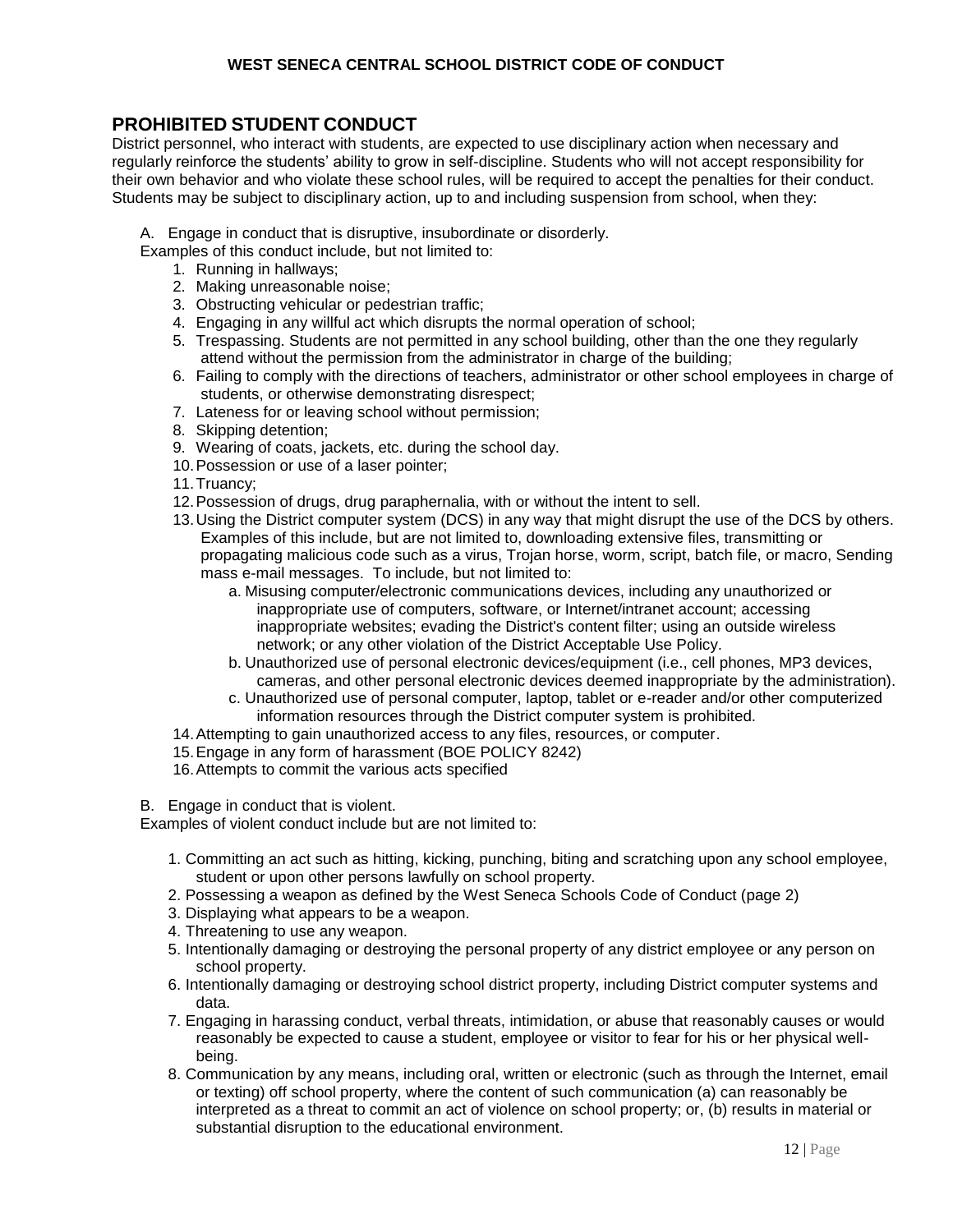## PROHIBITED STUDENT CONDUCT

District personnel, who interact with students, are expected to use disciplinary action when necessary and regularly reinforce the students' ability to grow in self-discipline. Students who will not accept responsibility for their own behavior and who violate these school rules, will be required to accept the penalties for their conduct. Students may be subject to disciplinary action, up to and including suspension from school, when they:

A. Engage in conduct that is disruptive, insubordinate or disorderly.

Examples of this conduct include, but not limited to:

1. Running in hallways;
2. Making unreasonable noise;
3. Obstructing vehicular or pedestrian traffic;
4. Engaging in any willful act which disrupts the normal operation of school;
5. Trespassing. Students are not permitted in any school building, other than the one they regularly attend without the permission from the administrator in charge of the building;
6. Failing to comply with the directions of teachers, administrator or other school employees in charge of students, or otherwise demonstrating disrespect;
7. Lateness for or leaving school without permission;
8. Skipping detention;
9. Wearing of coats, jackets, etc. during the school day.
10. Possession or use of a laser pointer;
11. Truancy;
12. Possession of drugs, drug paraphernalia, with or without the intent to sell.
13. Using the District computer system (DCS) in any way that might disrupt the use of the DCS by others. Examples of this include, but are not limited to, downloading extensive files, transmitting or propagating malicious code such as a virus, Trojan horse, worm, script, batch file, or macro, Sending mass e-mail messages. To include, but not limited to:
    a. Misusing computer/electronic communications devices, including any unauthorized or inappropriate use of computers, software, or Internet/intranet account; accessing inappropriate websites; evading the District's content filter; using an outside wireless network; or any other violation of the District Acceptable Use Policy.
    b. Unauthorized use of personal electronic devices/equipment (i.e., cell phones, MP3 devices, cameras, and other personal electronic devices deemed inappropriate by the administration).
    c. Unauthorized use of personal computer, laptop, tablet or e-reader and/or other computerized information resources through the District computer system is prohibited.
14. Attempting to gain unauthorized access to any files, resources, or computer.
15. Engage in any form of harassment (BOE POLICY 8242)
16. Attempts to commit the various acts specified

B. Engage in conduct that is violent.

Examples of violent conduct include but are not limited to:

1. Committing an act such as hitting, kicking, punching, biting and scratching upon any school employee, student or upon other persons lawfully on school property.
2. Possessing a weapon as defined by the West Seneca Schools Code of Conduct (page 2)
3. Displaying what appears to be a weapon.
4. Threatening to use any weapon.
5. Intentionally damaging or destroying the personal property of any district employee or any person on school property.
6. Intentionally damaging or destroying school district property, including District computer systems and data.
7. Engaging in harassing conduct, verbal threats, intimidation, or abuse that reasonably causes or would reasonably be expected to cause a student, employee or visitor to fear for his or her physical well-being.
8. Communication by any means, including oral, written or electronic (such as through the Internet, email or texting) off school property, where the content of such communication (a) can reasonably be interpreted as a threat to commit an act of violence on school property; or, (b) results in material or substantial disruption to the educational environment.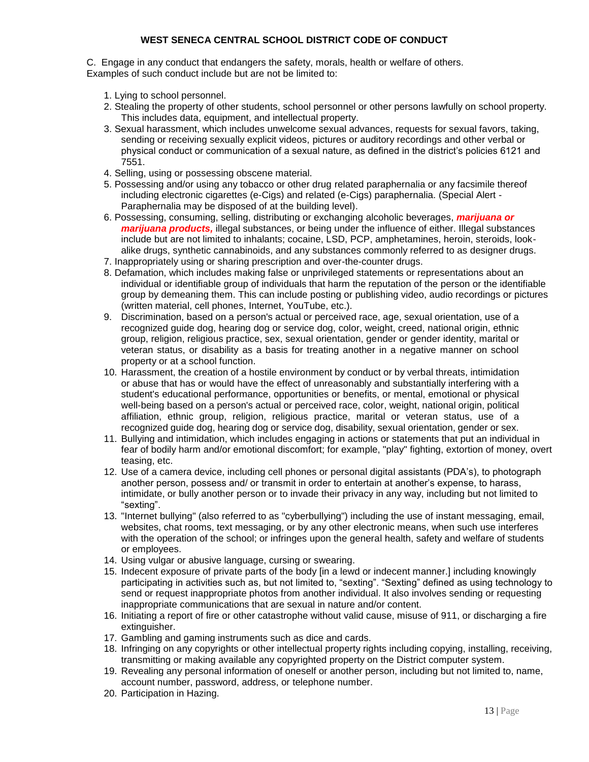C. Engage in any conduct that endangers the safety, morals, health or welfare of others. Examples of such conduct include but are not be limited to:

1. Lying to school personnel.
2. Stealing the property of other students, school personnel or other persons lawfully on school property. This includes data, equipment, and intellectual property.
3. Sexual harassment, which includes unwelcome sexual advances, requests for sexual favors, taking, sending or receiving sexually explicit videos, pictures or auditory recordings and other verbal or physical conduct or communication of a sexual nature, as defined in the district's policies 6121 and 7551.
4. Selling, using or possessing obscene material.
5. Possessing and/or using any tobacco or other drug related paraphernalia or any facsimile thereof including electronic cigarettes (e-Cigs) and related (e-Cigs) paraphernalia. (Special Alert - Paraphernalia may be disposed of at the building level).
6. Possessing, consuming, selling, distributing or exchanging alcoholic beverages, ***marijuana or marijuana products,*** illegal substances, or being under the influence of either. Illegal substances include but are not limited to inhalants; cocaine, LSD, PCP, amphetamines, heroin, steroids, look-alike drugs, synthetic cannabinoids, and any substances commonly referred to as designer drugs.
7. Inappropriately using or sharing prescription and over-the-counter drugs.
8. Defamation, which includes making false or unprivileged statements or representations about an individual or identifiable group of individuals that harm the reputation of the person or the identifiable group by demeaning them. This can include posting or publishing video, audio recordings or pictures (written material, cell phones, Internet, YouTube, etc.).
9. Discrimination, based on a person's actual or perceived race, age, sexual orientation, use of a recognized guide dog, hearing dog or service dog, color, weight, creed, national origin, ethnic group, religion, religious practice, sex, sexual orientation, gender or gender identity, marital or veteran status, or disability as a basis for treating another in a negative manner on school property or at a school function.
10. Harassment, the creation of a hostile environment by conduct or by verbal threats, intimidation or abuse that has or would have the effect of unreasonably and substantially interfering with a student's educational performance, opportunities or benefits, or mental, emotional or physical well-being based on a person's actual or perceived race, color, weight, national origin, political affiliation, ethnic group, religion, religious practice, marital or veteran status, use of a recognized guide dog, hearing dog or service dog, disability, sexual orientation, gender or sex.
11. Bullying and intimidation, which includes engaging in actions or statements that put an individual in fear of bodily harm and/or emotional discomfort; for example, "play" fighting, extortion of money, overt teasing, etc.
12. Use of a camera device, including cell phones or personal digital assistants (PDA's), to photograph another person, possess and/ or transmit in order to entertain at another's expense, to harass, intimidate, or bully another person or to invade their privacy in any way, including but not limited to "sexting".
13. "Internet bullying" (also referred to as "cyberbullying") including the use of instant messaging, email, websites, chat rooms, text messaging, or by any other electronic means, when such use interferes with the operation of the school; or infringes upon the general health, safety and welfare of students or employees.
14. Using vulgar or abusive language, cursing or swearing.
15. Indecent exposure of private parts of the body [in a lewd or indecent manner.] including knowingly participating in activities such as, but not limited to, "sexting". "Sexting" defined as using technology to send or request inappropriate photos from another individual. It also involves sending or requesting inappropriate communications that are sexual in nature and/or content.
16. Initiating a report of fire or other catastrophe without valid cause, misuse of 911, or discharging a fire extinguisher.
17. Gambling and gaming instruments such as dice and cards.
18. Infringing on any copyrights or other intellectual property rights including copying, installing, receiving, transmitting or making available any copyrighted property on the District computer system.
19. Revealing any personal information of oneself or another person, including but not limited to, name, account number, password, address, or telephone number.
20. Participation in Hazing.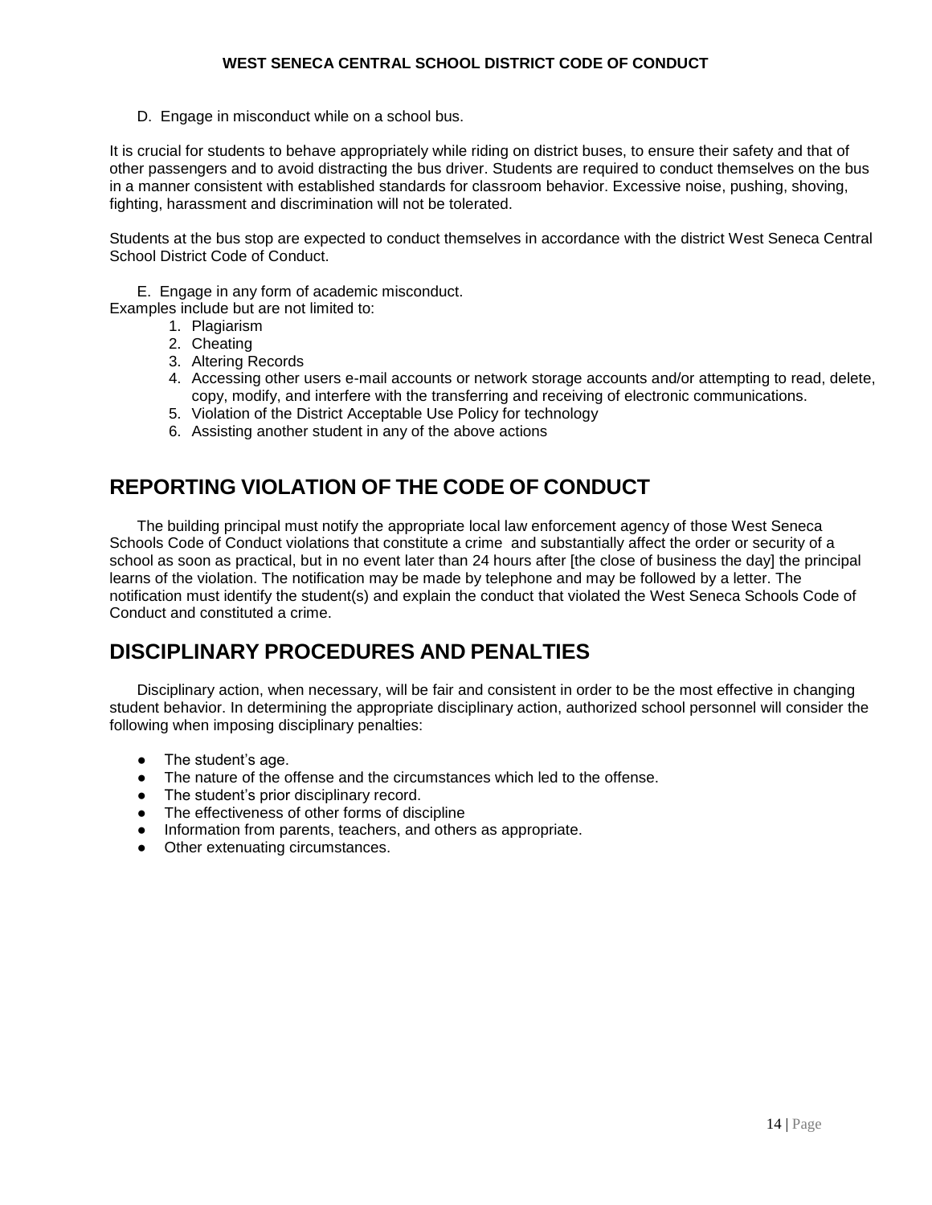D. Engage in misconduct while on a school bus.

It is crucial for students to behave appropriately while riding on district buses, to ensure their safety and that of other passengers and to avoid distracting the bus driver. Students are required to conduct themselves on the bus in a manner consistent with established standards for classroom behavior. Excessive noise, pushing, shoving, fighting, harassment and discrimination will not be tolerated.

Students at the bus stop are expected to conduct themselves in accordance with the district West Seneca Central School District Code of Conduct.

E. Engage in any form of academic misconduct.

Examples include but are not limited to:

1. Plagiarism
2. Cheating
3. Altering Records
4. Accessing other users e-mail accounts or network storage accounts and/or attempting to read, delete, copy, modify, and interfere with the transferring and receiving of electronic communications.
5. Violation of the District Acceptable Use Policy for technology
6. Assisting another student in any of the above actions

## REPORTING VIOLATION OF THE CODE OF CONDUCT

The building principal must notify the appropriate local law enforcement agency of those West Seneca Schools Code of Conduct violations that constitute a crime and substantially affect the order or security of a school as soon as practical, but in no event later than 24 hours after [the close of business the day] the principal learns of the violation. The notification may be made by telephone and may be followed by a letter. The notification must identify the student(s) and explain the conduct that violated the West Seneca Schools Code of Conduct and constituted a crime.

## DISCIPLINARY PROCEDURES AND PENALTIES

Disciplinary action, when necessary, will be fair and consistent in order to be the most effective in changing student behavior. In determining the appropriate disciplinary action, authorized school personnel will consider the following when imposing disciplinary penalties:

- The student's age.
- The nature of the offense and the circumstances which led to the offense.
- The student's prior disciplinary record.
- The effectiveness of other forms of discipline
- Information from parents, teachers, and others as appropriate.
- Other extenuating circumstances.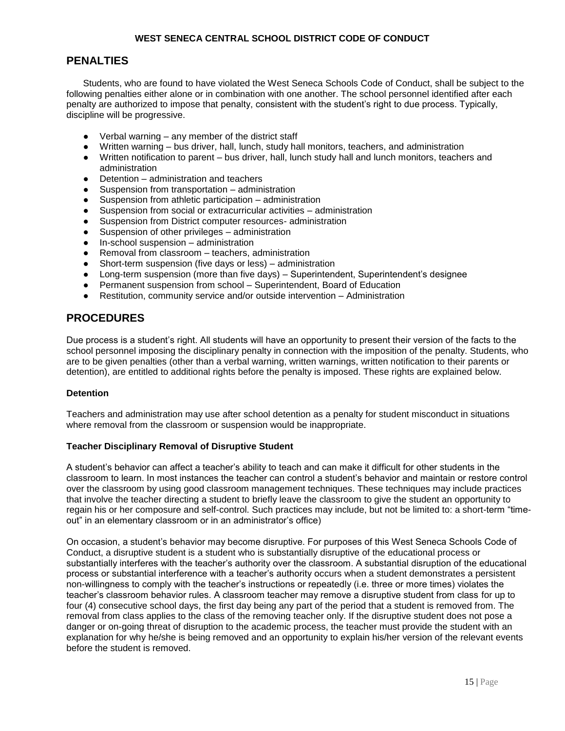## PENALTIES

Students, who are found to have violated the West Seneca Schools Code of Conduct, shall be subject to the following penalties either alone or in combination with one another. The school personnel identified after each penalty are authorized to impose that penalty, consistent with the student's right to due process. Typically, discipline will be progressive.

- Verbal warning – any member of the district staff
- Written warning – bus driver, hall, lunch, study hall monitors, teachers, and administration
- Written notification to parent – bus driver, hall, lunch study hall and lunch monitors, teachers and administration
- Detention – administration and teachers
- Suspension from transportation – administration
- Suspension from athletic participation – administration
- Suspension from social or extracurricular activities – administration
- Suspension from District computer resources- administration
- Suspension of other privileges – administration
- In-school suspension – administration
- Removal from classroom – teachers, administration
- Short-term suspension (five days or less) – administration
- Long-term suspension (more than five days) – Superintendent, Superintendent's designee
- Permanent suspension from school – Superintendent, Board of Education
- Restitution, community service and/or outside intervention – Administration

## PROCEDURES

Due process is a student's right. All students will have an opportunity to present their version of the facts to the school personnel imposing the disciplinary penalty in connection with the imposition of the penalty. Students, who are to be given penalties (other than a verbal warning, written warnings, written notification to their parents or detention), are entitled to additional rights before the penalty is imposed. These rights are explained below.

**Detention**

Teachers and administration may use after school detention as a penalty for student misconduct in situations where removal from the classroom or suspension would be inappropriate.

**Teacher Disciplinary Removal of Disruptive Student**

A student's behavior can affect a teacher's ability to teach and can make it difficult for other students in the classroom to learn. In most instances the teacher can control a student's behavior and maintain or restore control over the classroom by using good classroom management techniques. These techniques may include practices that involve the teacher directing a student to briefly leave the classroom to give the student an opportunity to regain his or her composure and self-control. Such practices may include, but not be limited to: a short-term "time-out" in an elementary classroom or in an administrator's office)

On occasion, a student's behavior may become disruptive. For purposes of this West Seneca Schools Code of Conduct, a disruptive student is a student who is substantially disruptive of the educational process or substantially interferes with the teacher's authority over the classroom. A substantial disruption of the educational process or substantial interference with a teacher's authority occurs when a student demonstrates a persistent non-willingness to comply with the teacher's instructions or repeatedly (i.e. three or more times) violates the teacher's classroom behavior rules. A classroom teacher may remove a disruptive student from class for up to four (4) consecutive school days, the first day being any part of the period that a student is removed from. The removal from class applies to the class of the removing teacher only. If the disruptive student does not pose a danger or on-going threat of disruption to the academic process, the teacher must provide the student with an explanation for why he/she is being removed and an opportunity to explain his/her version of the relevant events before the student is removed.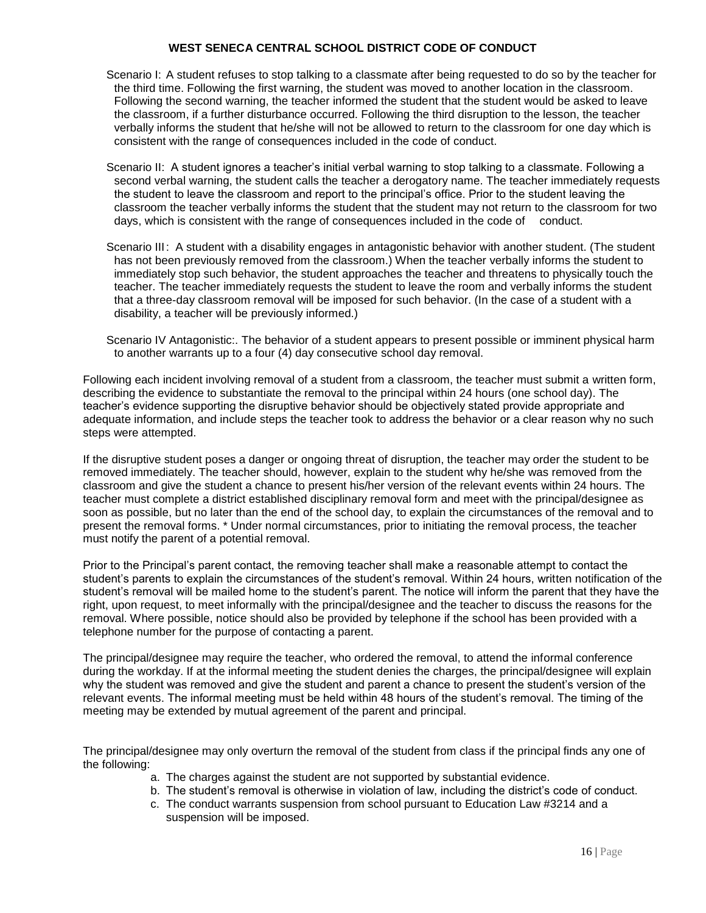Scenario I: A student refuses to stop talking to a classmate after being requested to do so by the teacher for the third time. Following the first warning, the student was moved to another location in the classroom. Following the second warning, the teacher informed the student that the student would be asked to leave the classroom, if a further disturbance occurred. Following the third disruption to the lesson, the teacher verbally informs the student that he/she will not be allowed to return to the classroom for one day which is consistent with the range of consequences included in the code of conduct.

Scenario II: A student ignores a teacher's initial verbal warning to stop talking to a classmate. Following a second verbal warning, the student calls the teacher a derogatory name. The teacher immediately requests the student to leave the classroom and report to the principal's office. Prior to the student leaving the classroom the teacher verbally informs the student that the student may not return to the classroom for two days, which is consistent with the range of consequences included in the code of conduct.

Scenario III: A student with a disability engages in antagonistic behavior with another student. (The student has not been previously removed from the classroom.) When the teacher verbally informs the student to immediately stop such behavior, the student approaches the teacher and threatens to physically touch the teacher. The teacher immediately requests the student to leave the room and verbally informs the student that a three-day classroom removal will be imposed for such behavior. (In the case of a student with a disability, a teacher will be previously informed.)

Scenario IV Antagonistic:. The behavior of a student appears to present possible or imminent physical harm to another warrants up to a four (4) day consecutive school day removal.

Following each incident involving removal of a student from a classroom, the teacher must submit a written form, describing the evidence to substantiate the removal to the principal within 24 hours (one school day). The teacher's evidence supporting the disruptive behavior should be objectively stated provide appropriate and adequate information, and include steps the teacher took to address the behavior or a clear reason why no such steps were attempted.

If the disruptive student poses a danger or ongoing threat of disruption, the teacher may order the student to be removed immediately. The teacher should, however, explain to the student why he/she was removed from the classroom and give the student a chance to present his/her version of the relevant events within 24 hours. The teacher must complete a district established disciplinary removal form and meet with the principal/designee as soon as possible, but no later than the end of the school day, to explain the circumstances of the removal and to present the removal forms. * Under normal circumstances, prior to initiating the removal process, the teacher must notify the parent of a potential removal.

Prior to the Principal's parent contact, the removing teacher shall make a reasonable attempt to contact the student's parents to explain the circumstances of the student's removal. Within 24 hours, written notification of the student's removal will be mailed home to the student's parent. The notice will inform the parent that they have the right, upon request, to meet informally with the principal/designee and the teacher to discuss the reasons for the removal. Where possible, notice should also be provided by telephone if the school has been provided with a telephone number for the purpose of contacting a parent.

The principal/designee may require the teacher, who ordered the removal, to attend the informal conference during the workday. If at the informal meeting the student denies the charges, the principal/designee will explain why the student was removed and give the student and parent a chance to present the student's version of the relevant events. The informal meeting must be held within 48 hours of the student's removal. The timing of the meeting may be extended by mutual agreement of the parent and principal.

The principal/designee may only overturn the removal of the student from class if the principal finds any one of the following:

a. The charges against the student are not supported by substantial evidence.
b. The student's removal is otherwise in violation of law, including the district's code of conduct.
c. The conduct warrants suspension from school pursuant to Education Law #3214 and a suspension will be imposed.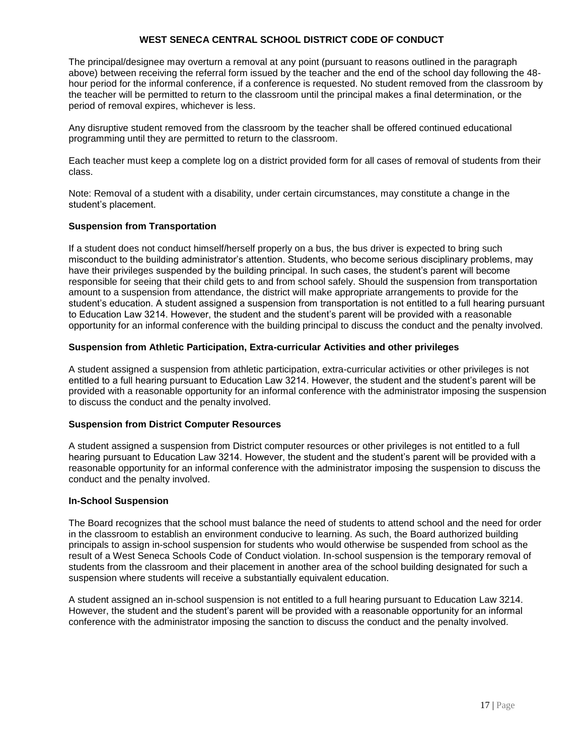The principal/designee may overturn a removal at any point (pursuant to reasons outlined in the paragraph above) between receiving the referral form issued by the teacher and the end of the school day following the 48-hour period for the informal conference, if a conference is requested. No student removed from the classroom by the teacher will be permitted to return to the classroom until the principal makes a final determination, or the period of removal expires, whichever is less.

Any disruptive student removed from the classroom by the teacher shall be offered continued educational programming until they are permitted to return to the classroom.

Each teacher must keep a complete log on a district provided form for all cases of removal of students from their class.

Note: Removal of a student with a disability, under certain circumstances, may constitute a change in the student's placement.

**Suspension from Transportation**

If a student does not conduct himself/herself properly on a bus, the bus driver is expected to bring such misconduct to the building administrator's attention. Students, who become serious disciplinary problems, may have their privileges suspended by the building principal. In such cases, the student's parent will become responsible for seeing that their child gets to and from school safely. Should the suspension from transportation amount to a suspension from attendance, the district will make appropriate arrangements to provide for the student's education. A student assigned a suspension from transportation is not entitled to a full hearing pursuant to Education Law 3214. However, the student and the student's parent will be provided with a reasonable opportunity for an informal conference with the building principal to discuss the conduct and the penalty involved.

**Suspension from Athletic Participation, Extra-curricular Activities and other privileges**

A student assigned a suspension from athletic participation, extra-curricular activities or other privileges is not entitled to a full hearing pursuant to Education Law 3214. However, the student and the student's parent will be provided with a reasonable opportunity for an informal conference with the administrator imposing the suspension to discuss the conduct and the penalty involved.

**Suspension from District Computer Resources**

A student assigned a suspension from District computer resources or other privileges is not entitled to a full hearing pursuant to Education Law 3214. However, the student and the student's parent will be provided with a reasonable opportunity for an informal conference with the administrator imposing the suspension to discuss the conduct and the penalty involved.

**In-School Suspension**

The Board recognizes that the school must balance the need of students to attend school and the need for order in the classroom to establish an environment conducive to learning. As such, the Board authorized building principals to assign in-school suspension for students who would otherwise be suspended from school as the result of a West Seneca Schools Code of Conduct violation. In-school suspension is the temporary removal of students from the classroom and their placement in another area of the school building designated for such a suspension where students will receive a substantially equivalent education.

A student assigned an in-school suspension is not entitled to a full hearing pursuant to Education Law 3214. However, the student and the student's parent will be provided with a reasonable opportunity for an informal conference with the administrator imposing the sanction to discuss the conduct and the penalty involved.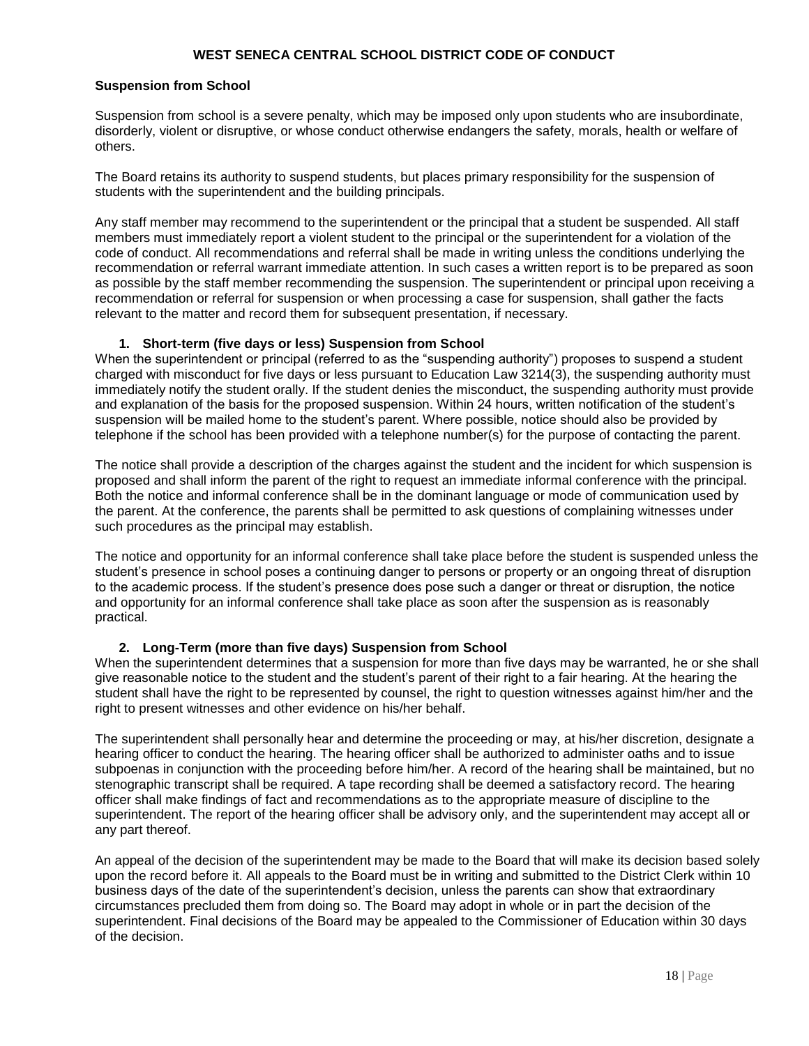### Suspension from School

Suspension from school is a severe penalty, which may be imposed only upon students who are insubordinate, disorderly, violent or disruptive, or whose conduct otherwise endangers the safety, morals, health or welfare of others.

The Board retains its authority to suspend students, but places primary responsibility for the suspension of students with the superintendent and the building principals.

Any staff member may recommend to the superintendent or the principal that a student be suspended. All staff members must immediately report a violent student to the principal or the superintendent for a violation of the code of conduct. All recommendations and referral shall be made in writing unless the conditions underlying the recommendation or referral warrant immediate attention. In such cases a written report is to be prepared as soon as possible by the staff member recommending the suspension. The superintendent or principal upon receiving a recommendation or referral for suspension or when processing a case for suspension, shall gather the facts relevant to the matter and record them for subsequent presentation, if necessary.

#### 1. Short-term (five days or less) Suspension from School

When the superintendent or principal (referred to as the "suspending authority") proposes to suspend a student charged with misconduct for five days or less pursuant to Education Law 3214(3), the suspending authority must immediately notify the student orally. If the student denies the misconduct, the suspending authority must provide and explanation of the basis for the proposed suspension. Within 24 hours, written notification of the student's suspension will be mailed home to the student's parent. Where possible, notice should also be provided by telephone if the school has been provided with a telephone number(s) for the purpose of contacting the parent.

The notice shall provide a description of the charges against the student and the incident for which suspension is proposed and shall inform the parent of the right to request an immediate informal conference with the principal. Both the notice and informal conference shall be in the dominant language or mode of communication used by the parent. At the conference, the parents shall be permitted to ask questions of complaining witnesses under such procedures as the principal may establish.

The notice and opportunity for an informal conference shall take place before the student is suspended unless the student's presence in school poses a continuing danger to persons or property or an ongoing threat of disruption to the academic process. If the student's presence does pose such a danger or threat or disruption, the notice and opportunity for an informal conference shall take place as soon after the suspension as is reasonably practical.

#### 2. Long-Term (more than five days) Suspension from School

When the superintendent determines that a suspension for more than five days may be warranted, he or she shall give reasonable notice to the student and the student's parent of their right to a fair hearing. At the hearing the student shall have the right to be represented by counsel, the right to question witnesses against him/her and the right to present witnesses and other evidence on his/her behalf.

The superintendent shall personally hear and determine the proceeding or may, at his/her discretion, designate a hearing officer to conduct the hearing. The hearing officer shall be authorized to administer oaths and to issue subpoenas in conjunction with the proceeding before him/her. A record of the hearing shall be maintained, but no stenographic transcript shall be required. A tape recording shall be deemed a satisfactory record. The hearing officer shall make findings of fact and recommendations as to the appropriate measure of discipline to the superintendent. The report of the hearing officer shall be advisory only, and the superintendent may accept all or any part thereof.

An appeal of the decision of the superintendent may be made to the Board that will make its decision based solely upon the record before it. All appeals to the Board must be in writing and submitted to the District Clerk within 10 business days of the date of the superintendent's decision, unless the parents can show that extraordinary circumstances precluded them from doing so. The Board may adopt in whole or in part the decision of the superintendent. Final decisions of the Board may be appealed to the Commissioner of Education within 30 days of the decision.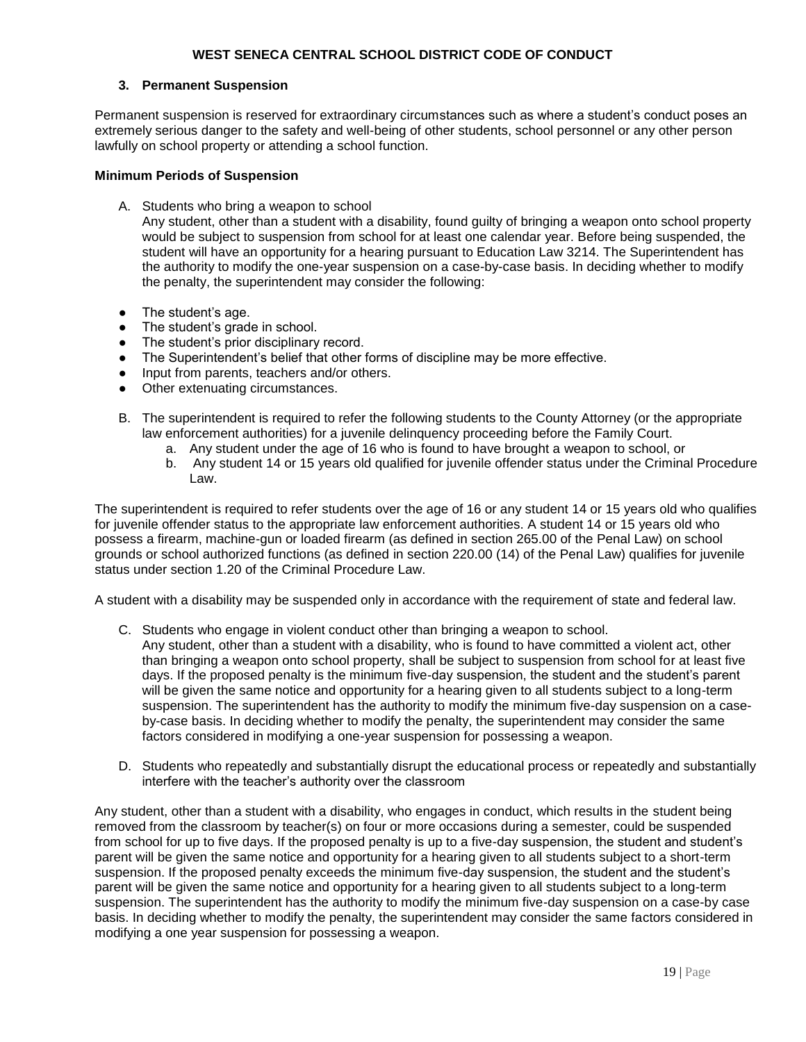### 3. Permanent Suspension

Permanent suspension is reserved for extraordinary circumstances such as where a student's conduct poses an extremely serious danger to the safety and well-being of other students, school personnel or any other person lawfully on school property or attending a school function.

**Minimum Periods of Suspension**

A. Students who bring a weapon to school
   Any student, other than a student with a disability, found guilty of bringing a weapon onto school property would be subject to suspension from school for at least one calendar year. Before being suspended, the student will have an opportunity for a hearing pursuant to Education Law 3214. The Superintendent has the authority to modify the one-year suspension on a case-by-case basis. In deciding whether to modify the penalty, the superintendent may consider the following:

- The student's age.
- The student's grade in school.
- The student's prior disciplinary record.
- The Superintendent's belief that other forms of discipline may be more effective.
- Input from parents, teachers and/or others.
- Other extenuating circumstances.

B. The superintendent is required to refer the following students to the County Attorney (or the appropriate law enforcement authorities) for a juvenile delinquency proceeding before the Family Court.
   a. Any student under the age of 16 who is found to have brought a weapon to school, or
   b. Any student 14 or 15 years old qualified for juvenile offender status under the Criminal Procedure Law.

The superintendent is required to refer students over the age of 16 or any student 14 or 15 years old who qualifies for juvenile offender status to the appropriate law enforcement authorities. A student 14 or 15 years old who possess a firearm, machine-gun or loaded firearm (as defined in section 265.00 of the Penal Law) on school grounds or school authorized functions (as defined in section 220.00 (14) of the Penal Law) qualifies for juvenile status under section 1.20 of the Criminal Procedure Law.

A student with a disability may be suspended only in accordance with the requirement of state and federal law.

C. Students who engage in violent conduct other than bringing a weapon to school.
   Any student, other than a student with a disability, who is found to have committed a violent act, other than bringing a weapon onto school property, shall be subject to suspension from school for at least five days. If the proposed penalty is the minimum five-day suspension, the student and the student's parent will be given the same notice and opportunity for a hearing given to all students subject to a long-term suspension. The superintendent has the authority to modify the minimum five-day suspension on a case-by-case basis. In deciding whether to modify the penalty, the superintendent may consider the same factors considered in modifying a one-year suspension for possessing a weapon.

D. Students who repeatedly and substantially disrupt the educational process or repeatedly and substantially interfere with the teacher's authority over the classroom

Any student, other than a student with a disability, who engages in conduct, which results in the student being removed from the classroom by teacher(s) on four or more occasions during a semester, could be suspended from school for up to five days. If the proposed penalty is up to a five-day suspension, the student and student's parent will be given the same notice and opportunity for a hearing given to all students subject to a short-term suspension. If the proposed penalty exceeds the minimum five-day suspension, the student and the student's parent will be given the same notice and opportunity for a hearing given to all students subject to a long-term suspension. The superintendent has the authority to modify the minimum five-day suspension on a case-by case basis. In deciding whether to modify the penalty, the superintendent may consider the same factors considered in modifying a one year suspension for possessing a weapon.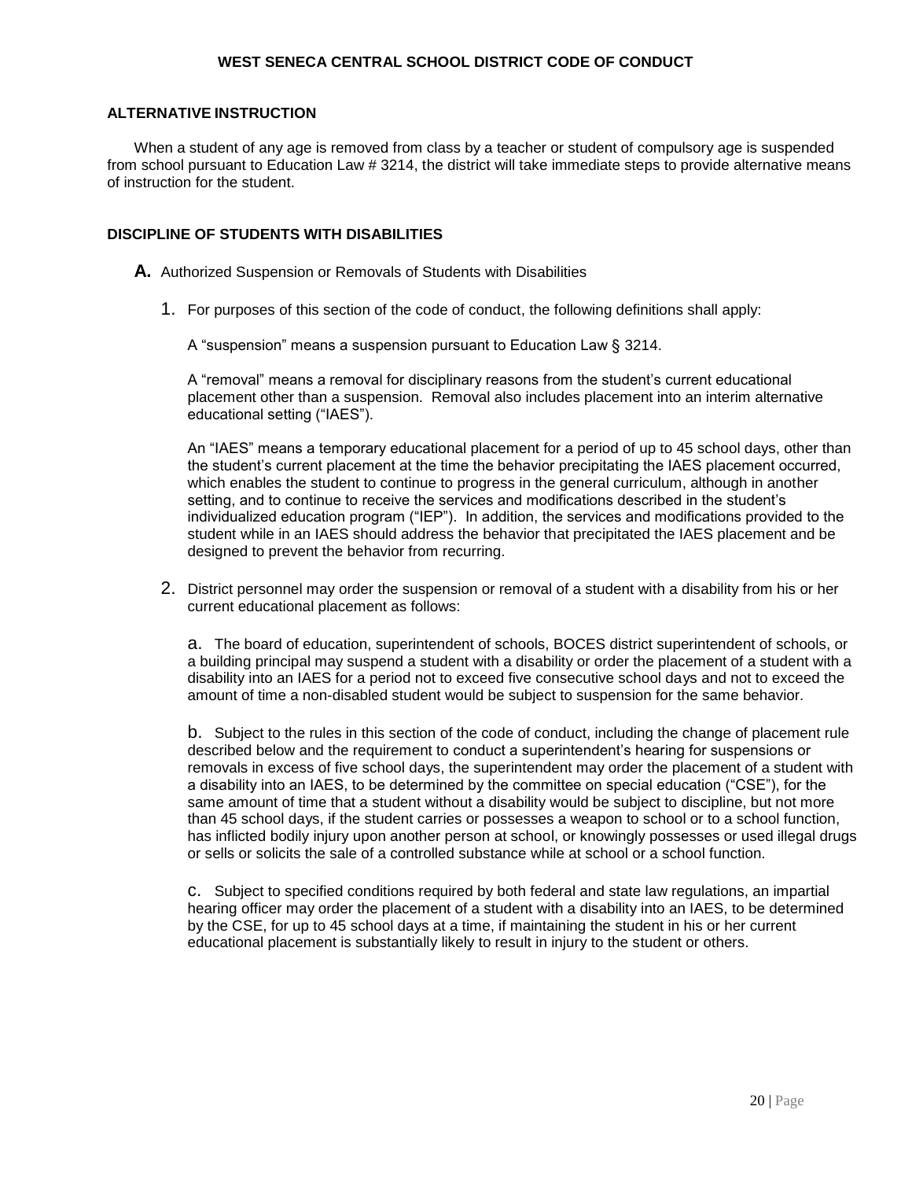## ALTERNATIVE INSTRUCTION

When a student of any age is removed from class by a teacher or student of compulsory age is suspended from school pursuant to Education Law # 3214, the district will take immediate steps to provide alternative means of instruction for the student.

## DISCIPLINE OF STUDENTS WITH DISABILITIES

**A.** Authorized Suspension or Removals of Students with Disabilities

1. For purposes of this section of the code of conduct, the following definitions shall apply:

   A "suspension" means a suspension pursuant to Education Law § 3214.

   A "removal" means a removal for disciplinary reasons from the student's current educational placement other than a suspension. Removal also includes placement into an interim alternative educational setting ("IAES").

   An "IAES" means a temporary educational placement for a period of up to 45 school days, other than the student's current placement at the time the behavior precipitating the IAES placement occurred, which enables the student to continue to progress in the general curriculum, although in another setting, and to continue to receive the services and modifications described in the student's individualized education program ("IEP"). In addition, the services and modifications provided to the student while in an IAES should address the behavior that precipitated the IAES placement and be designed to prevent the behavior from recurring.

2. District personnel may order the suspension or removal of a student with a disability from his or her current educational placement as follows:

   a. The board of education, superintendent of schools, BOCES district superintendent of schools, or a building principal may suspend a student with a disability or order the placement of a student with a disability into an IAES for a period not to exceed five consecutive school days and not to exceed the amount of time a non-disabled student would be subject to suspension for the same behavior.

   b. Subject to the rules in this section of the code of conduct, including the change of placement rule described below and the requirement to conduct a superintendent's hearing for suspensions or removals in excess of five school days, the superintendent may order the placement of a student with a disability into an IAES, to be determined by the committee on special education ("CSE"), for the same amount of time that a student without a disability would be subject to discipline, but not more than 45 school days, if the student carries or possesses a weapon to school or to a school function, has inflicted bodily injury upon another person at school, or knowingly possesses or used illegal drugs or sells or solicits the sale of a controlled substance while at school or a school function.

   c. Subject to specified conditions required by both federal and state law regulations, an impartial hearing officer may order the placement of a student with a disability into an IAES, to be determined by the CSE, for up to 45 school days at a time, if maintaining the student in his or her current educational placement is substantially likely to result in injury to the student or others.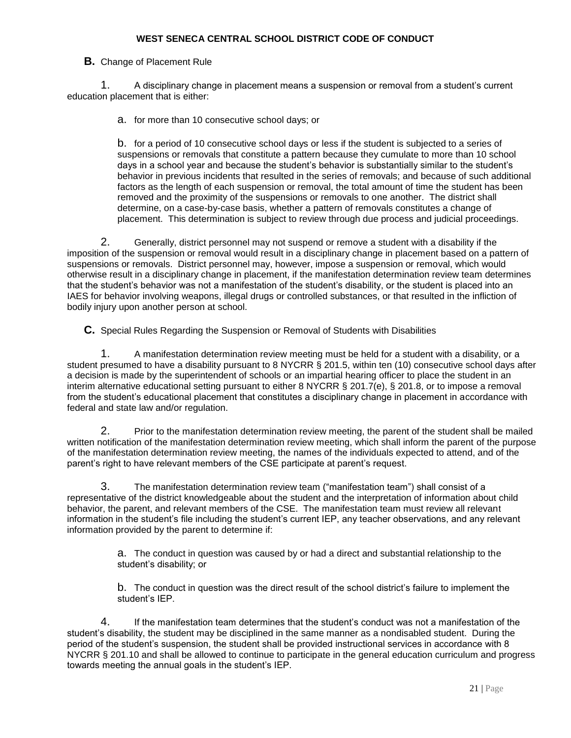**B.** Change of Placement Rule

1. A disciplinary change in placement means a suspension or removal from a student's current education placement that is either:

   a. for more than 10 consecutive school days; or

   b. for a period of 10 consecutive school days or less if the student is subjected to a series of suspensions or removals that constitute a pattern because they cumulate to more than 10 school days in a school year and because the student's behavior is substantially similar to the student's behavior in previous incidents that resulted in the series of removals; and because of such additional factors as the length of each suspension or removal, the total amount of time the student has been removed and the proximity of the suspensions or removals to one another. The district shall determine, on a case-by-case basis, whether a pattern of removals constitutes a change of placement. This determination is subject to review through due process and judicial proceedings.

2. Generally, district personnel may not suspend or remove a student with a disability if the imposition of the suspension or removal would result in a disciplinary change in placement based on a pattern of suspensions or removals. District personnel may, however, impose a suspension or removal, which would otherwise result in a disciplinary change in placement, if the manifestation determination review team determines that the student's behavior was not a manifestation of the student's disability, or the student is placed into an IAES for behavior involving weapons, illegal drugs or controlled substances, or that resulted in the infliction of bodily injury upon another person at school.

**C.** Special Rules Regarding the Suspension or Removal of Students with Disabilities

1. A manifestation determination review meeting must be held for a student with a disability, or a student presumed to have a disability pursuant to 8 NYCRR § 201.5, within ten (10) consecutive school days after a decision is made by the superintendent of schools or an impartial hearing officer to place the student in an interim alternative educational setting pursuant to either 8 NYCRR § 201.7(e), § 201.8, or to impose a removal from the student's educational placement that constitutes a disciplinary change in placement in accordance with federal and state law and/or regulation.

2. Prior to the manifestation determination review meeting, the parent of the student shall be mailed written notification of the manifestation determination review meeting, which shall inform the parent of the purpose of the manifestation determination review meeting, the names of the individuals expected to attend, and of the parent's right to have relevant members of the CSE participate at parent's request.

3. The manifestation determination review team ("manifestation team") shall consist of a representative of the district knowledgeable about the student and the interpretation of information about child behavior, the parent, and relevant members of the CSE. The manifestation team must review all relevant information in the student's file including the student's current IEP, any teacher observations, and any relevant information provided by the parent to determine if:

   a. The conduct in question was caused by or had a direct and substantial relationship to the student's disability; or

   b. The conduct in question was the direct result of the school district's failure to implement the student's IEP.

4. If the manifestation team determines that the student's conduct was not a manifestation of the student's disability, the student may be disciplined in the same manner as a nondisabled student. During the period of the student's suspension, the student shall be provided instructional services in accordance with 8 NYCRR § 201.10 and shall be allowed to continue to participate in the general education curriculum and progress towards meeting the annual goals in the student's IEP.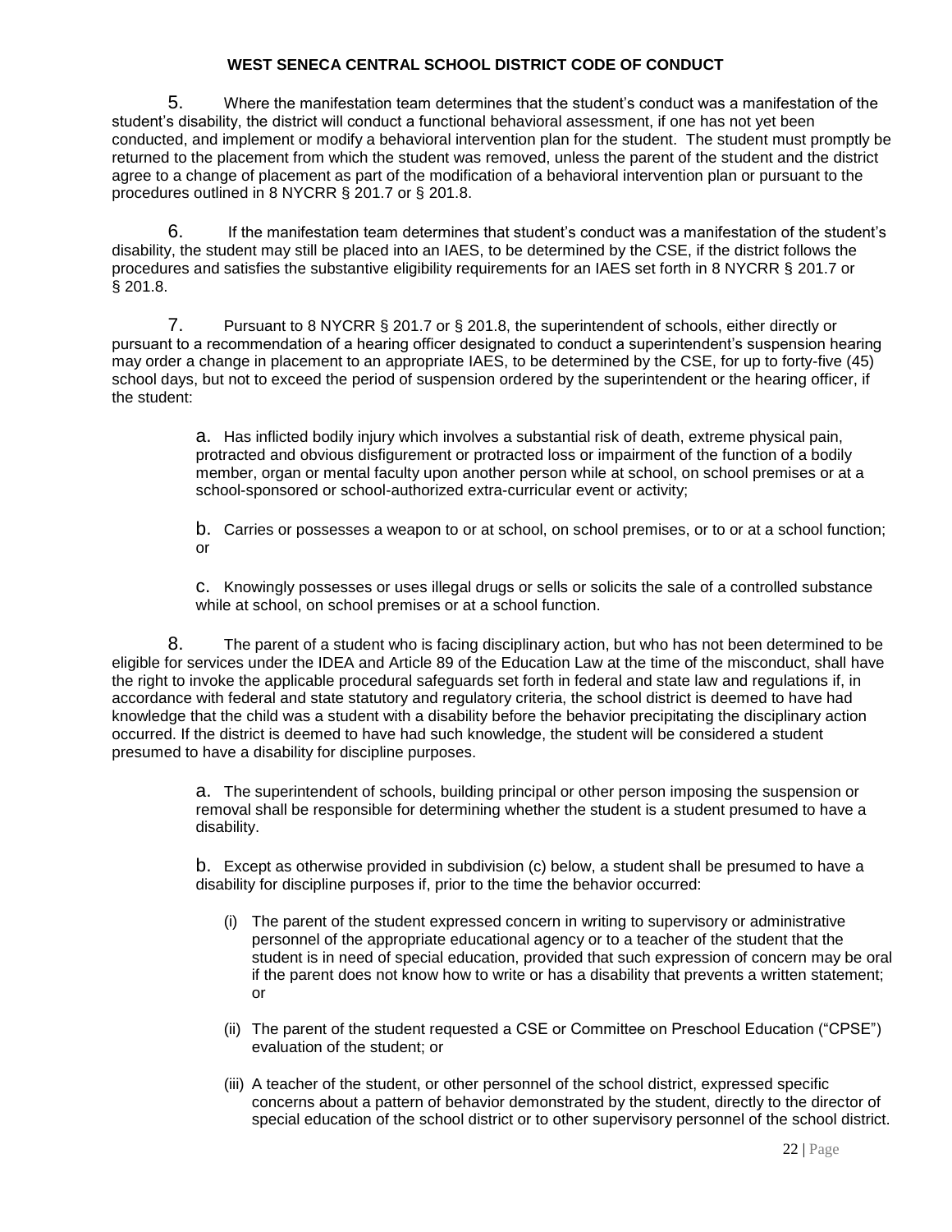5. Where the manifestation team determines that the student's conduct was a manifestation of the student's disability, the district will conduct a functional behavioral assessment, if one has not yet been conducted, and implement or modify a behavioral intervention plan for the student. The student must promptly be returned to the placement from which the student was removed, unless the parent of the student and the district agree to a change of placement as part of the modification of a behavioral intervention plan or pursuant to the procedures outlined in 8 NYCRR § 201.7 or § 201.8.

6. If the manifestation team determines that student's conduct was a manifestation of the student's disability, the student may still be placed into an IAES, to be determined by the CSE, if the district follows the procedures and satisfies the substantive eligibility requirements for an IAES set forth in 8 NYCRR § 201.7 or § 201.8.

7. Pursuant to 8 NYCRR § 201.7 or § 201.8, the superintendent of schools, either directly or pursuant to a recommendation of a hearing officer designated to conduct a superintendent's suspension hearing may order a change in placement to an appropriate IAES, to be determined by the CSE, for up to forty-five (45) school days, but not to exceed the period of suspension ordered by the superintendent or the hearing officer, if the student:

   a. Has inflicted bodily injury which involves a substantial risk of death, extreme physical pain, protracted and obvious disfigurement or protracted loss or impairment of the function of a bodily member, organ or mental faculty upon another person while at school, on school premises or at a school-sponsored or school-authorized extra-curricular event or activity;

   b. Carries or possesses a weapon to or at school, on school premises, or to or at a school function; or

   c. Knowingly possesses or uses illegal drugs or sells or solicits the sale of a controlled substance while at school, on school premises or at a school function.

8. The parent of a student who is facing disciplinary action, but who has not been determined to be eligible for services under the IDEA and Article 89 of the Education Law at the time of the misconduct, shall have the right to invoke the applicable procedural safeguards set forth in federal and state law and regulations if, in accordance with federal and state statutory and regulatory criteria, the school district is deemed to have had knowledge that the child was a student with a disability before the behavior precipitating the disciplinary action occurred. If the district is deemed to have had such knowledge, the student will be considered a student presumed to have a disability for discipline purposes.

   a. The superintendent of schools, building principal or other person imposing the suspension or removal shall be responsible for determining whether the student is a student presumed to have a disability.

   b. Except as otherwise provided in subdivision (c) below, a student shall be presumed to have a disability for discipline purposes if, prior to the time the behavior occurred:

      (i) The parent of the student expressed concern in writing to supervisory or administrative personnel of the appropriate educational agency or to a teacher of the student that the student is in need of special education, provided that such expression of concern may be oral if the parent does not know how to write or has a disability that prevents a written statement; or

      (ii) The parent of the student requested a CSE or Committee on Preschool Education ("CPSE") evaluation of the student; or

      (iii) A teacher of the student, or other personnel of the school district, expressed specific concerns about a pattern of behavior demonstrated by the student, directly to the director of special education of the school district or to other supervisory personnel of the school district.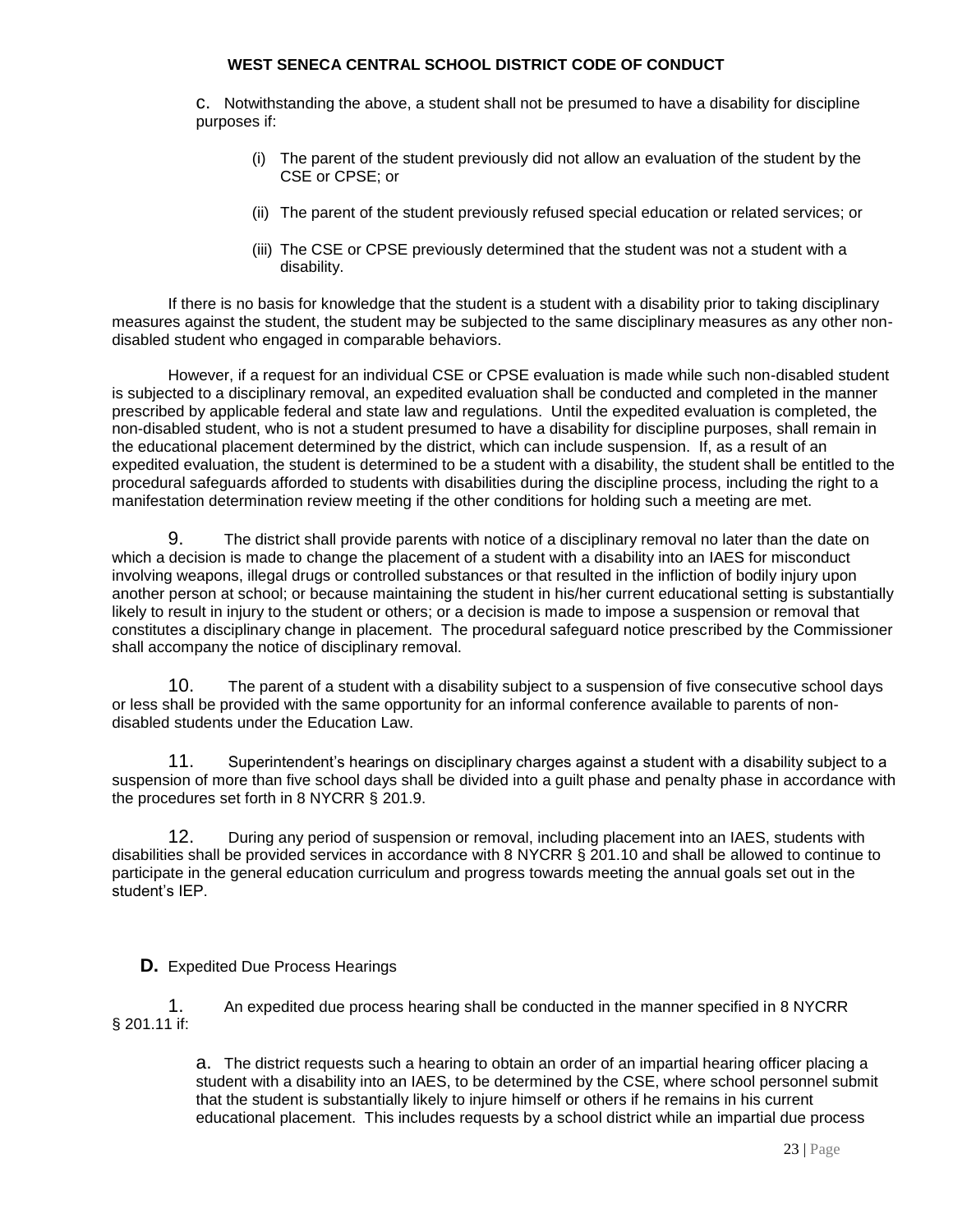c. Notwithstanding the above, a student shall not be presumed to have a disability for discipline purposes if:

(i) The parent of the student previously did not allow an evaluation of the student by the CSE or CPSE; or

(ii) The parent of the student previously refused special education or related services; or

(iii) The CSE or CPSE previously determined that the student was not a student with a disability.

If there is no basis for knowledge that the student is a student with a disability prior to taking disciplinary measures against the student, the student may be subjected to the same disciplinary measures as any other non-disabled student who engaged in comparable behaviors.

However, if a request for an individual CSE or CPSE evaluation is made while such non-disabled student is subjected to a disciplinary removal, an expedited evaluation shall be conducted and completed in the manner prescribed by applicable federal and state law and regulations. Until the expedited evaluation is completed, the non-disabled student, who is not a student presumed to have a disability for discipline purposes, shall remain in the educational placement determined by the district, which can include suspension. If, as a result of an expedited evaluation, the student is determined to be a student with a disability, the student shall be entitled to the procedural safeguards afforded to students with disabilities during the discipline process, including the right to a manifestation determination review meeting if the other conditions for holding such a meeting are met.

9. The district shall provide parents with notice of a disciplinary removal no later than the date on which a decision is made to change the placement of a student with a disability into an IAES for misconduct involving weapons, illegal drugs or controlled substances or that resulted in the infliction of bodily injury upon another person at school; or because maintaining the student in his/her current educational setting is substantially likely to result in injury to the student or others; or a decision is made to impose a suspension or removal that constitutes a disciplinary change in placement. The procedural safeguard notice prescribed by the Commissioner shall accompany the notice of disciplinary removal.

10. The parent of a student with a disability subject to a suspension of five consecutive school days or less shall be provided with the same opportunity for an informal conference available to parents of non-disabled students under the Education Law.

11. Superintendent's hearings on disciplinary charges against a student with a disability subject to a suspension of more than five school days shall be divided into a guilt phase and penalty phase in accordance with the procedures set forth in 8 NYCRR § 201.9.

12. During any period of suspension or removal, including placement into an IAES, students with disabilities shall be provided services in accordance with 8 NYCRR § 201.10 and shall be allowed to continue to participate in the general education curriculum and progress towards meeting the annual goals set out in the student's IEP.

**D.** Expedited Due Process Hearings

1. An expedited due process hearing shall be conducted in the manner specified in 8 NYCRR § 201.11 if:

a. The district requests such a hearing to obtain an order of an impartial hearing officer placing a student with a disability into an IAES, to be determined by the CSE, where school personnel submit that the student is substantially likely to injure himself or others if he remains in his current educational placement. This includes requests by a school district while an impartial due process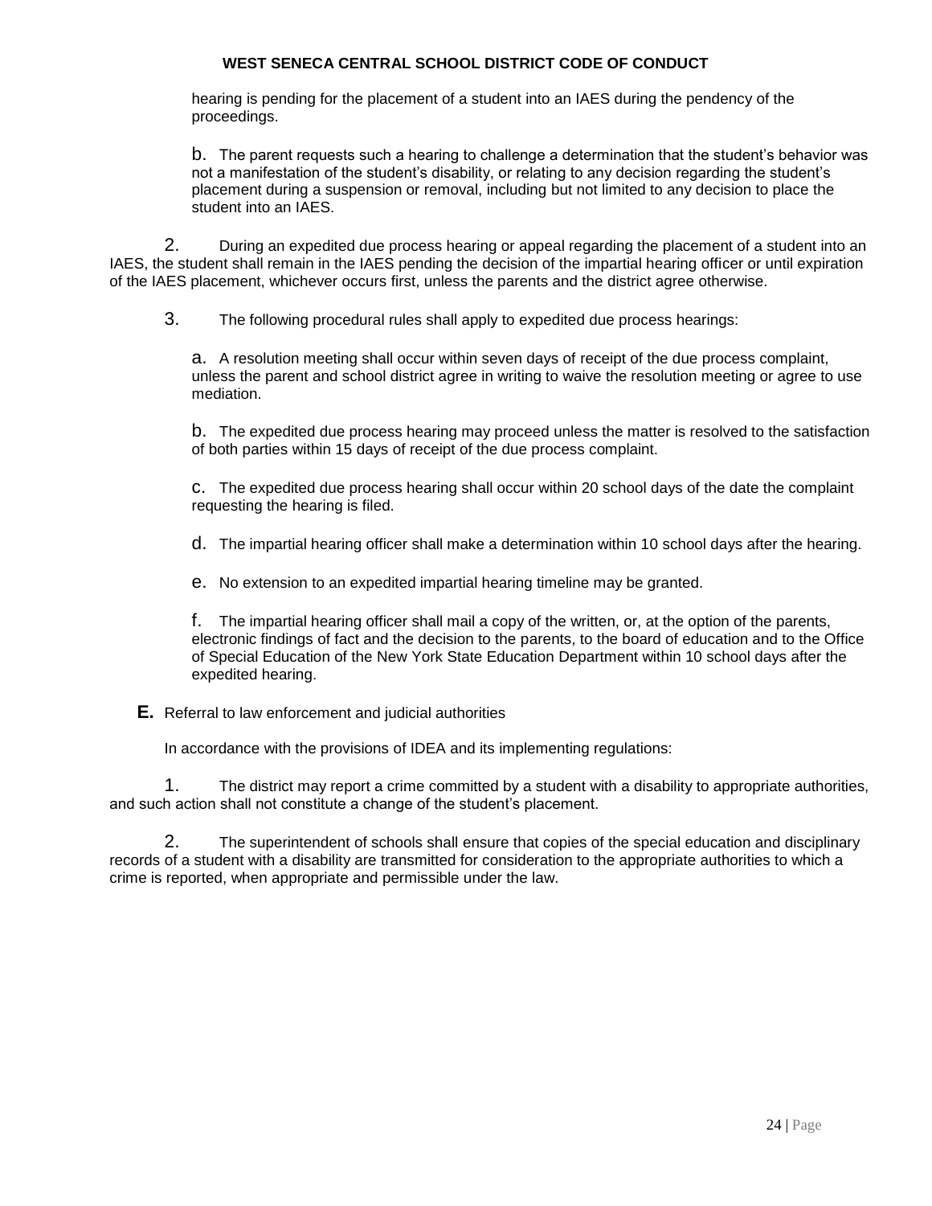hearing is pending for the placement of a student into an IAES during the pendency of the proceedings.

b. The parent requests such a hearing to challenge a determination that the student's behavior was not a manifestation of the student's disability, or relating to any decision regarding the student's placement during a suspension or removal, including but not limited to any decision to place the student into an IAES.

2. During an expedited due process hearing or appeal regarding the placement of a student into an IAES, the student shall remain in the IAES pending the decision of the impartial hearing officer or until expiration of the IAES placement, whichever occurs first, unless the parents and the district agree otherwise.

3. The following procedural rules shall apply to expedited due process hearings:

a. A resolution meeting shall occur within seven days of receipt of the due process complaint, unless the parent and school district agree in writing to waive the resolution meeting or agree to use mediation.

b. The expedited due process hearing may proceed unless the matter is resolved to the satisfaction of both parties within 15 days of receipt of the due process complaint.

c. The expedited due process hearing shall occur within 20 school days of the date the complaint requesting the hearing is filed.

d. The impartial hearing officer shall make a determination within 10 school days after the hearing.

e. No extension to an expedited impartial hearing timeline may be granted.

f. The impartial hearing officer shall mail a copy of the written, or, at the option of the parents, electronic findings of fact and the decision to the parents, to the board of education and to the Office of Special Education of the New York State Education Department within 10 school days after the expedited hearing.

**E.** Referral to law enforcement and judicial authorities

In accordance with the provisions of IDEA and its implementing regulations:

1. The district may report a crime committed by a student with a disability to appropriate authorities, and such action shall not constitute a change of the student's placement.

2. The superintendent of schools shall ensure that copies of the special education and disciplinary records of a student with a disability are transmitted for consideration to the appropriate authorities to which a crime is reported, when appropriate and permissible under the law.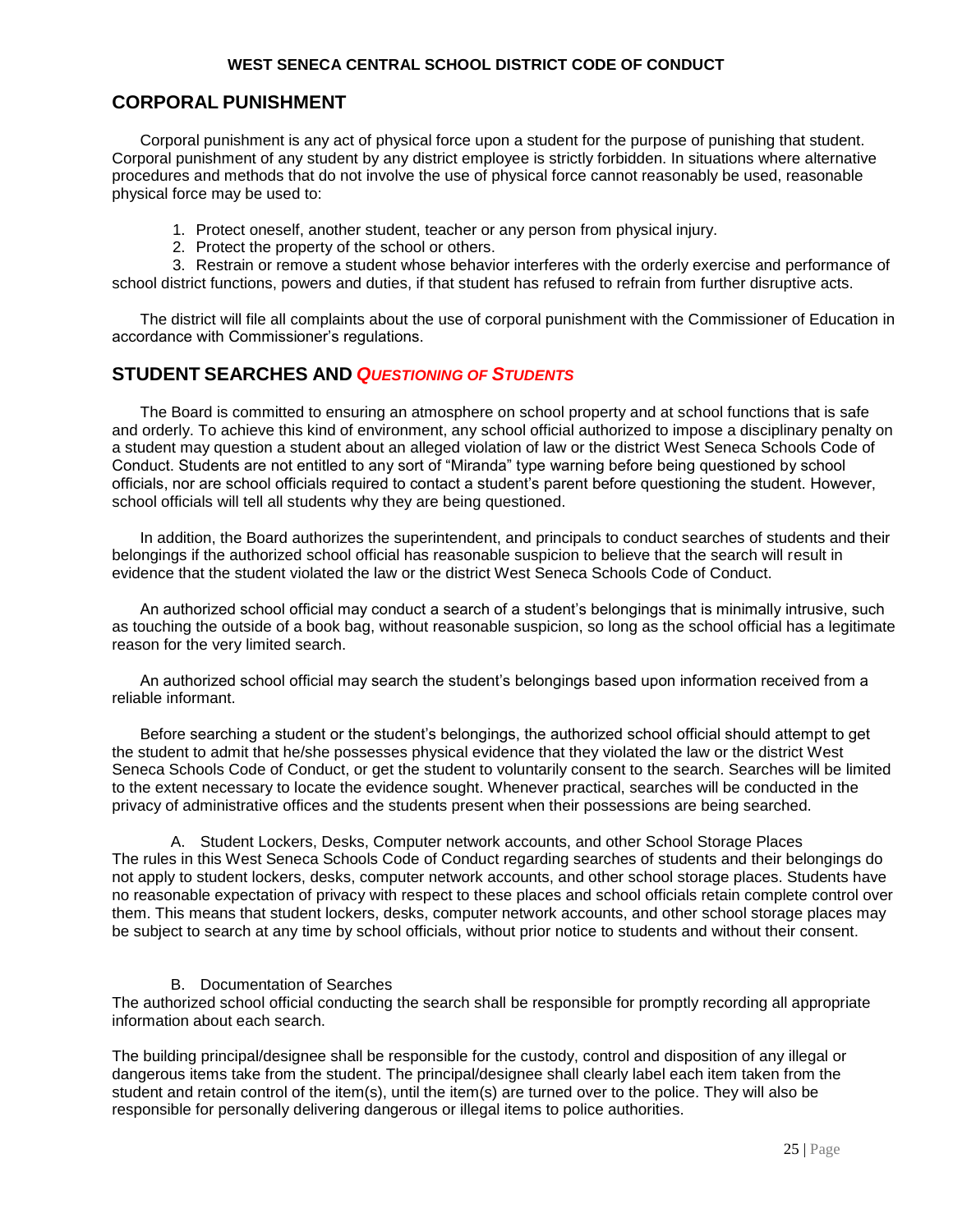## CORPORAL PUNISHMENT

Corporal punishment is any act of physical force upon a student for the purpose of punishing that student. Corporal punishment of any student by any district employee is strictly forbidden. In situations where alternative procedures and methods that do not involve the use of physical force cannot reasonably be used, reasonable physical force may be used to:

1. Protect oneself, another student, teacher or any person from physical injury.
2. Protect the property of the school or others.
3. Restrain or remove a student whose behavior interferes with the orderly exercise and performance of school district functions, powers and duties, if that student has refused to refrain from further disruptive acts.

The district will file all complaints about the use of corporal punishment with the Commissioner of Education in accordance with Commissioner's regulations.

## STUDENT SEARCHES AND *QUESTIONING OF STUDENTS*

The Board is committed to ensuring an atmosphere on school property and at school functions that is safe and orderly. To achieve this kind of environment, any school official authorized to impose a disciplinary penalty on a student may question a student about an alleged violation of law or the district West Seneca Schools Code of Conduct. Students are not entitled to any sort of "Miranda" type warning before being questioned by school officials, nor are school officials required to contact a student's parent before questioning the student. However, school officials will tell all students why they are being questioned.

In addition, the Board authorizes the superintendent, and principals to conduct searches of students and their belongings if the authorized school official has reasonable suspicion to believe that the search will result in evidence that the student violated the law or the district West Seneca Schools Code of Conduct.

An authorized school official may conduct a search of a student's belongings that is minimally intrusive, such as touching the outside of a book bag, without reasonable suspicion, so long as the school official has a legitimate reason for the very limited search.

An authorized school official may search the student's belongings based upon information received from a reliable informant.

Before searching a student or the student's belongings, the authorized school official should attempt to get the student to admit that he/she possesses physical evidence that they violated the law or the district West Seneca Schools Code of Conduct, or get the student to voluntarily consent to the search. Searches will be limited to the extent necessary to locate the evidence sought. Whenever practical, searches will be conducted in the privacy of administrative offices and the students present when their possessions are being searched.

A. Student Lockers, Desks, Computer network accounts, and other School Storage Places

The rules in this West Seneca Schools Code of Conduct regarding searches of students and their belongings do not apply to student lockers, desks, computer network accounts, and other school storage places. Students have no reasonable expectation of privacy with respect to these places and school officials retain complete control over them. This means that student lockers, desks, computer network accounts, and other school storage places may be subject to search at any time by school officials, without prior notice to students and without their consent.

B. Documentation of Searches

The authorized school official conducting the search shall be responsible for promptly recording all appropriate information about each search.

The building principal/designee shall be responsible for the custody, control and disposition of any illegal or dangerous items take from the student. The principal/designee shall clearly label each item taken from the student and retain control of the item(s), until the item(s) are turned over to the police. They will also be responsible for personally delivering dangerous or illegal items to police authorities.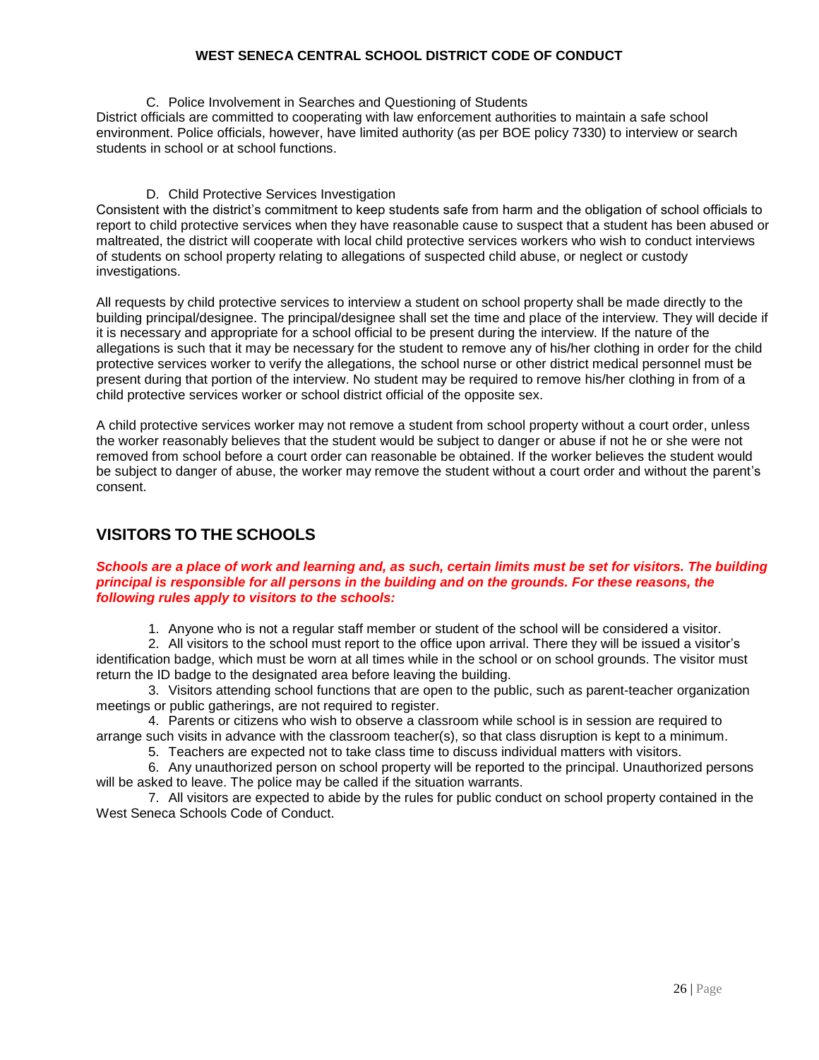C. Police Involvement in Searches and Questioning of Students

District officials are committed to cooperating with law enforcement authorities to maintain a safe school environment. Police officials, however, have limited authority (as per BOE policy 7330) to interview or search students in school or at school functions.

D. Child Protective Services Investigation

Consistent with the district's commitment to keep students safe from harm and the obligation of school officials to report to child protective services when they have reasonable cause to suspect that a student has been abused or maltreated, the district will cooperate with local child protective services workers who wish to conduct interviews of students on school property relating to allegations of suspected child abuse, or neglect or custody investigations.

All requests by child protective services to interview a student on school property shall be made directly to the building principal/designee. The principal/designee shall set the time and place of the interview. They will decide if it is necessary and appropriate for a school official to be present during the interview. If the nature of the allegations is such that it may be necessary for the student to remove any of his/her clothing in order for the child protective services worker to verify the allegations, the school nurse or other district medical personnel must be present during that portion of the interview. No student may be required to remove his/her clothing in from of a child protective services worker or school district official of the opposite sex.

A child protective services worker may not remove a student from school property without a court order, unless the worker reasonably believes that the student would be subject to danger or abuse if not he or she were not removed from school before a court order can reasonable be obtained. If the worker believes the student would be subject to danger of abuse, the worker may remove the student without a court order and without the parent's consent.

## VISITORS TO THE SCHOOLS

***Schools are a place of work and learning and, as such, certain limits must be set for visitors. The building principal is responsible for all persons in the building and on the grounds. For these reasons, the following rules apply to visitors to the schools:***

1. Anyone who is not a regular staff member or student of the school will be considered a visitor.
2. All visitors to the school must report to the office upon arrival. There they will be issued a visitor's identification badge, which must be worn at all times while in the school or on school grounds. The visitor must return the ID badge to the designated area before leaving the building.
3. Visitors attending school functions that are open to the public, such as parent-teacher organization meetings or public gatherings, are not required to register.
4. Parents or citizens who wish to observe a classroom while school is in session are required to arrange such visits in advance with the classroom teacher(s), so that class disruption is kept to a minimum.
5. Teachers are expected not to take class time to discuss individual matters with visitors.
6. Any unauthorized person on school property will be reported to the principal. Unauthorized persons will be asked to leave. The police may be called if the situation warrants.
7. All visitors are expected to abide by the rules for public conduct on school property contained in the West Seneca Schools Code of Conduct.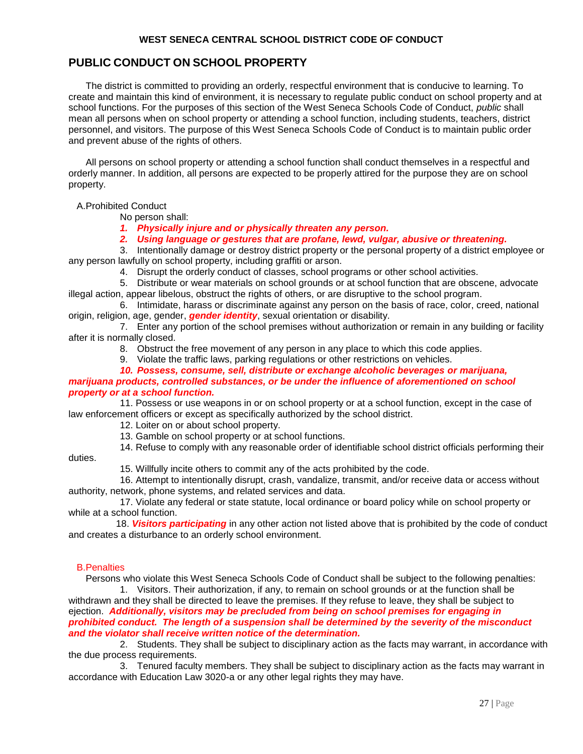## PUBLIC CONDUCT ON SCHOOL PROPERTY

The district is committed to providing an orderly, respectful environment that is conducive to learning. To create and maintain this kind of environment, it is necessary to regulate public conduct on school property and at school functions. For the purposes of this section of the West Seneca Schools Code of Conduct, *public* shall mean all persons when on school property or attending a school function, including students, teachers, district personnel, and visitors. The purpose of this West Seneca Schools Code of Conduct is to maintain public order and prevent abuse of the rights of others.

All persons on school property or attending a school function shall conduct themselves in a respectful and orderly manner. In addition, all persons are expected to be properly attired for the purpose they are on school property.

A. Prohibited Conduct

No person shall:

1. ***Physically injure and or physically threaten any person.***
2. ***Using language or gestures that are profane, lewd, vulgar, abusive or threatening.***
3. Intentionally damage or destroy district property or the personal property of a district employee or any person lawfully on school property, including graffiti or arson.
4. Disrupt the orderly conduct of classes, school programs or other school activities.
5. Distribute or wear materials on school grounds or at school function that are obscene, advocate illegal action, appear libelous, obstruct the rights of others, or are disruptive to the school program.
6. Intimidate, harass or discriminate against any person on the basis of race, color, creed, national origin, religion, age, gender, ***gender identity***, sexual orientation or disability.
7. Enter any portion of the school premises without authorization or remain in any building or facility after it is normally closed.
8. Obstruct the free movement of any person in any place to which this code applies.
9. Violate the traffic laws, parking regulations or other restrictions on vehicles.
10. ***Possess, consume, sell, distribute or exchange alcoholic beverages or marijuana, marijuana products, controlled substances, or be under the influence of aforementioned on school property or at a school function.***
11. Possess or use weapons in or on school property or at a school function, except in the case of law enforcement officers or except as specifically authorized by the school district.
12. Loiter on or about school property.
13. Gamble on school property or at school functions.
14. Refuse to comply with any reasonable order of identifiable school district officials performing their duties.
15. Willfully incite others to commit any of the acts prohibited by the code.
16. Attempt to intentionally disrupt, crash, vandalize, transmit, and/or receive data or access without authority, network, phone systems, and related services and data.
17. Violate any federal or state statute, local ordinance or board policy while on school property or while at a school function.
18. ***Visitors participating*** in any other action not listed above that is prohibited by the code of conduct and creates a disturbance to an orderly school environment.

B. Penalties

Persons who violate this West Seneca Schools Code of Conduct shall be subject to the following penalties:

1. Visitors. Their authorization, if any, to remain on school grounds or at the function shall be withdrawn and they shall be directed to leave the premises. If they refuse to leave, they shall be subject to ejection. ***Additionally, visitors may be precluded from being on school premises for engaging in prohibited conduct. The length of a suspension shall be determined by the severity of the misconduct and the violator shall receive written notice of the determination.***
2. Students. They shall be subject to disciplinary action as the facts may warrant, in accordance with the due process requirements.
3. Tenured faculty members. They shall be subject to disciplinary action as the facts may warrant in accordance with Education Law 3020-a or any other legal rights they may have.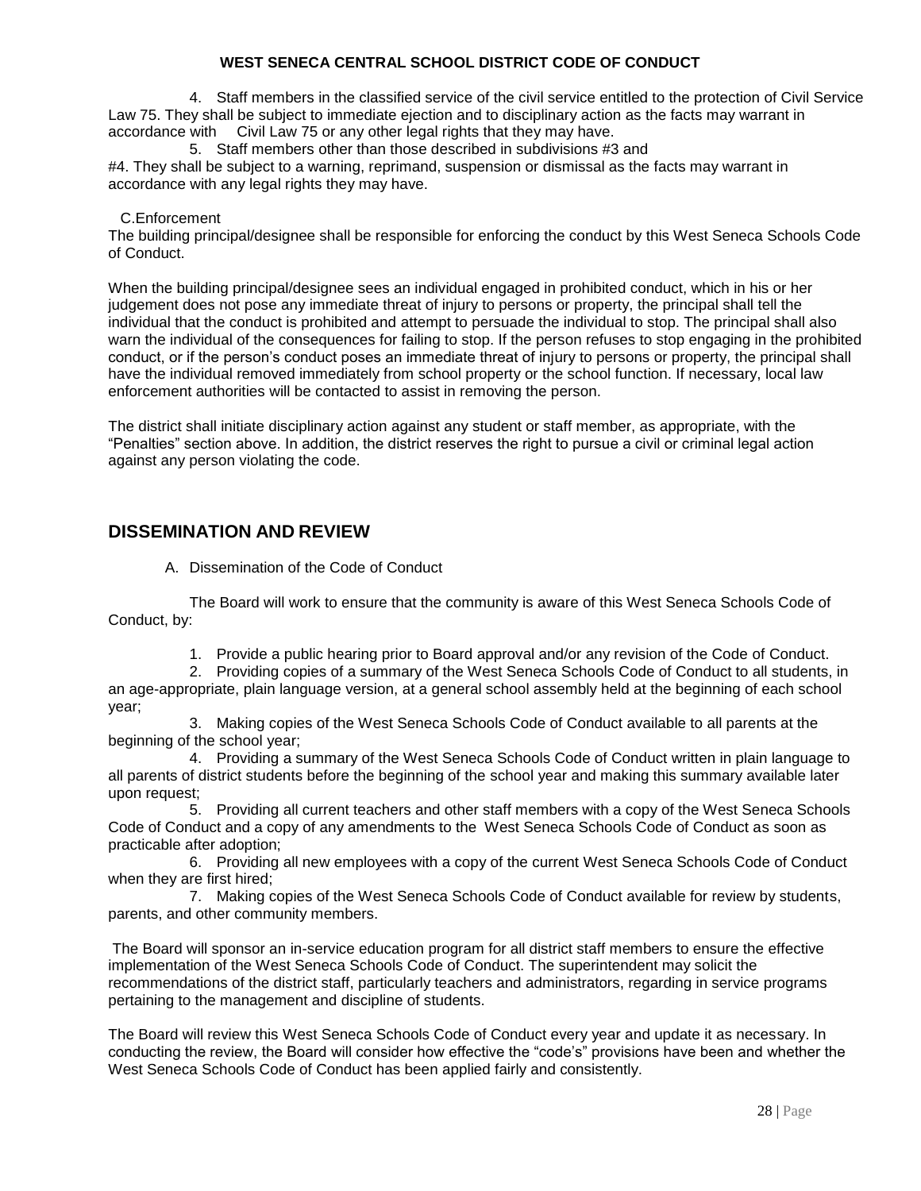4. Staff members in the classified service of the civil service entitled to the protection of Civil Service Law 75. They shall be subject to immediate ejection and to disciplinary action as the facts may warrant in accordance with Civil Law 75 or any other legal rights that they may have.

5. Staff members other than those described in subdivisions #3 and #4. They shall be subject to a warning, reprimand, suspension or dismissal as the facts may warrant in accordance with any legal rights they may have.

C. Enforcement

The building principal/designee shall be responsible for enforcing the conduct by this West Seneca Schools Code of Conduct.

When the building principal/designee sees an individual engaged in prohibited conduct, which in his or her judgement does not pose any immediate threat of injury to persons or property, the principal shall tell the individual that the conduct is prohibited and attempt to persuade the individual to stop. The principal shall also warn the individual of the consequences for failing to stop. If the person refuses to stop engaging in the prohibited conduct, or if the person's conduct poses an immediate threat of injury to persons or property, the principal shall have the individual removed immediately from school property or the school function. If necessary, local law enforcement authorities will be contacted to assist in removing the person.

The district shall initiate disciplinary action against any student or staff member, as appropriate, with the "Penalties" section above. In addition, the district reserves the right to pursue a civil or criminal legal action against any person violating the code.

## DISSEMINATION AND REVIEW

A. Dissemination of the Code of Conduct

The Board will work to ensure that the community is aware of this West Seneca Schools Code of Conduct, by:

1. Provide a public hearing prior to Board approval and/or any revision of the Code of Conduct.
2. Providing copies of a summary of the West Seneca Schools Code of Conduct to all students, in an age-appropriate, plain language version, at a general school assembly held at the beginning of each school year;
3. Making copies of the West Seneca Schools Code of Conduct available to all parents at the beginning of the school year;
4. Providing a summary of the West Seneca Schools Code of Conduct written in plain language to all parents of district students before the beginning of the school year and making this summary available later upon request;
5. Providing all current teachers and other staff members with a copy of the West Seneca Schools Code of Conduct and a copy of any amendments to the West Seneca Schools Code of Conduct as soon as practicable after adoption;
6. Providing all new employees with a copy of the current West Seneca Schools Code of Conduct when they are first hired;
7. Making copies of the West Seneca Schools Code of Conduct available for review by students, parents, and other community members.

The Board will sponsor an in-service education program for all district staff members to ensure the effective implementation of the West Seneca Schools Code of Conduct. The superintendent may solicit the recommendations of the district staff, particularly teachers and administrators, regarding in service programs pertaining to the management and discipline of students.

The Board will review this West Seneca Schools Code of Conduct every year and update it as necessary. In conducting the review, the Board will consider how effective the "code's" provisions have been and whether the West Seneca Schools Code of Conduct has been applied fairly and consistently.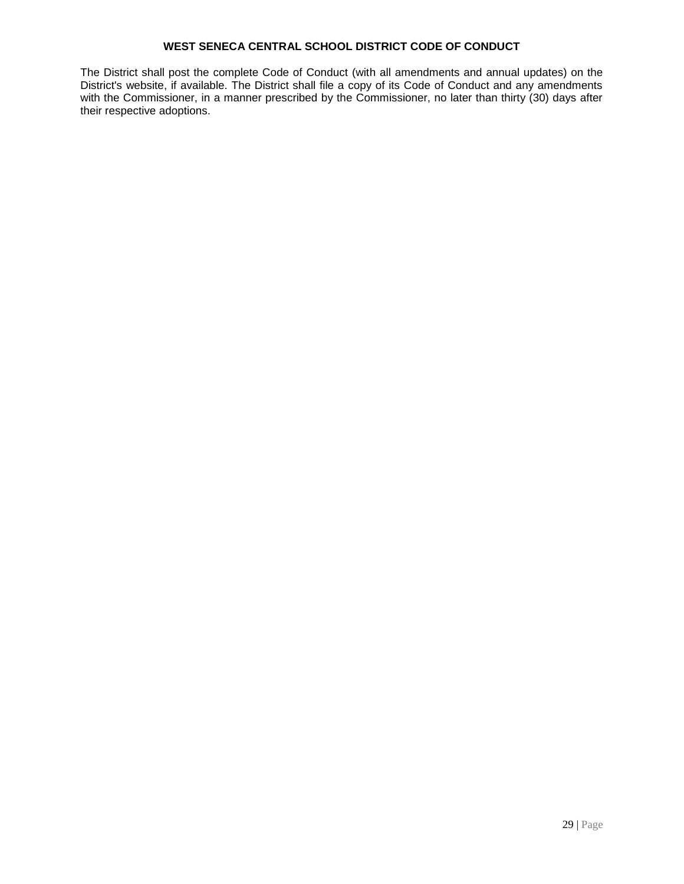The District shall post the complete Code of Conduct (with all amendments and annual updates) on the District's website, if available. The District shall file a copy of its Code of Conduct and any amendments with the Commissioner, in a manner prescribed by the Commissioner, no later than thirty (30) days after their respective adoptions.